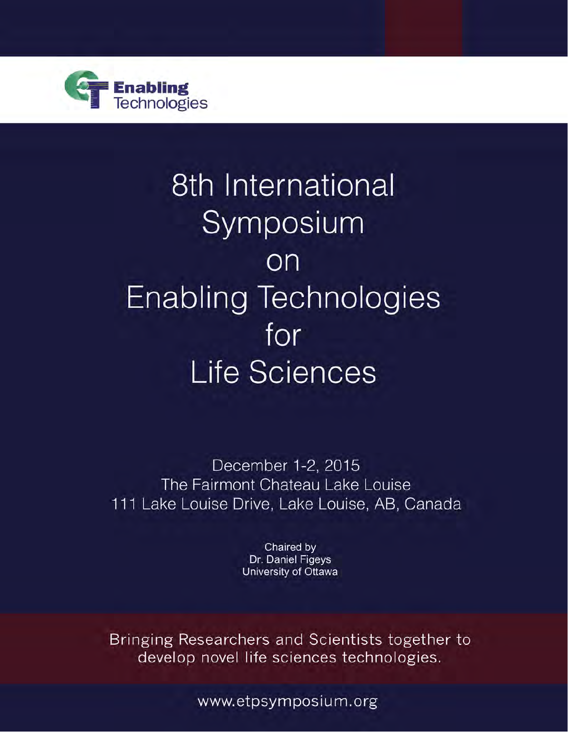Enabling Technologies

# 8th International Symposium on Enabling Technologies for Life Sciences

December 1-2, 2015
The Fairmont Chateau Lake Louise
111 Lake Louise Drive, Lake Louise, AB, Canada

Chaired by
Dr. Daniel Figeys
University of Ottawa

Bringing Researchers and Scientists together to develop novel life sciences technologies.

www.etpsymposium.org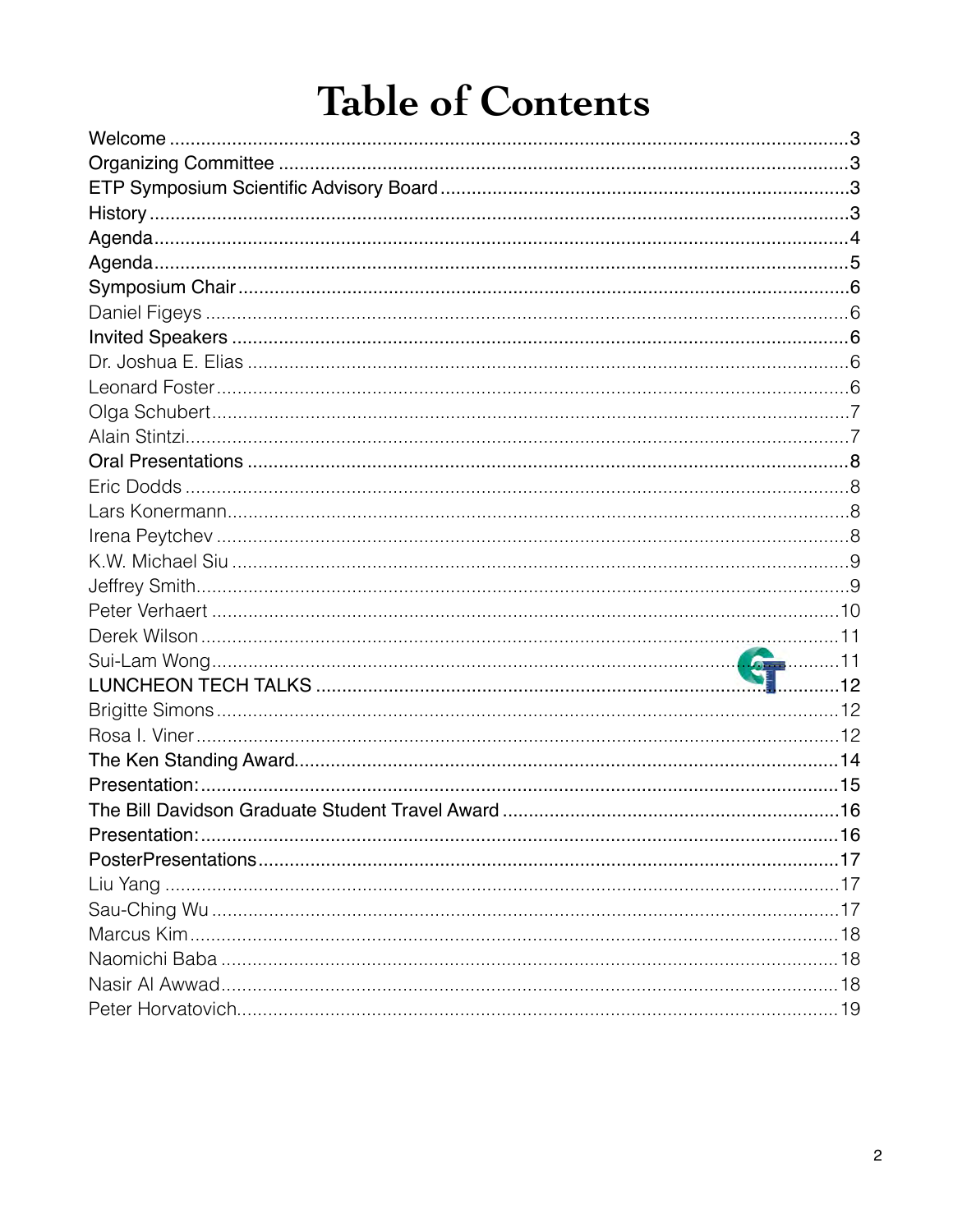# Table of Contents

Welcome ........................................................................................................................3
Organizing Committee ..................................................................................................3
ETP Symposium Scientific Advisory Board ...................................................................3
History ..........................................................................................................................3
Agenda..........................................................................................................................4
Agenda..........................................................................................................................5
Symposium Chair ..........................................................................................................6
Daniel Figeys ................................................................................................................6
Invited Speakers ...........................................................................................................6
Dr. Joshua E. Elias ........................................................................................................6
Leonard Foster ..............................................................................................................6
Olga Schubert ...............................................................................................................7
Alain Stintzi...................................................................................................................7
Oral Presentations ........................................................................................................8
Eric Dodds ....................................................................................................................8
Lars Konermann.............................................................................................................8
Irena Peytchev ..............................................................................................................8
K.W. Michael Siu ...........................................................................................................9
Jeffrey Smith..................................................................................................................9
Peter Verhaert ..............................................................................................................10
Derek Wilson ................................................................................................................11
Sui-Lam Wong...............................................................................................................11
LUNCHEON TECH TALKS ...........................................................................................12
Brigitte Simons .............................................................................................................12
Rosa I. Viner .................................................................................................................12
The Ken Standing Award..............................................................................................14
Presentation:................................................................................................................15
The Bill Davidson Graduate Student Travel Award .....................................................16
Presentation:................................................................................................................16
PosterPresentations.....................................................................................................17
Liu Yang .......................................................................................................................17
Sau-Ching Wu ..............................................................................................................17
Marcus Kim...................................................................................................................18
Naomichi Baba .............................................................................................................18
Nasir Al Awwad.............................................................................................................18
Peter Horvatovich..........................................................................................................19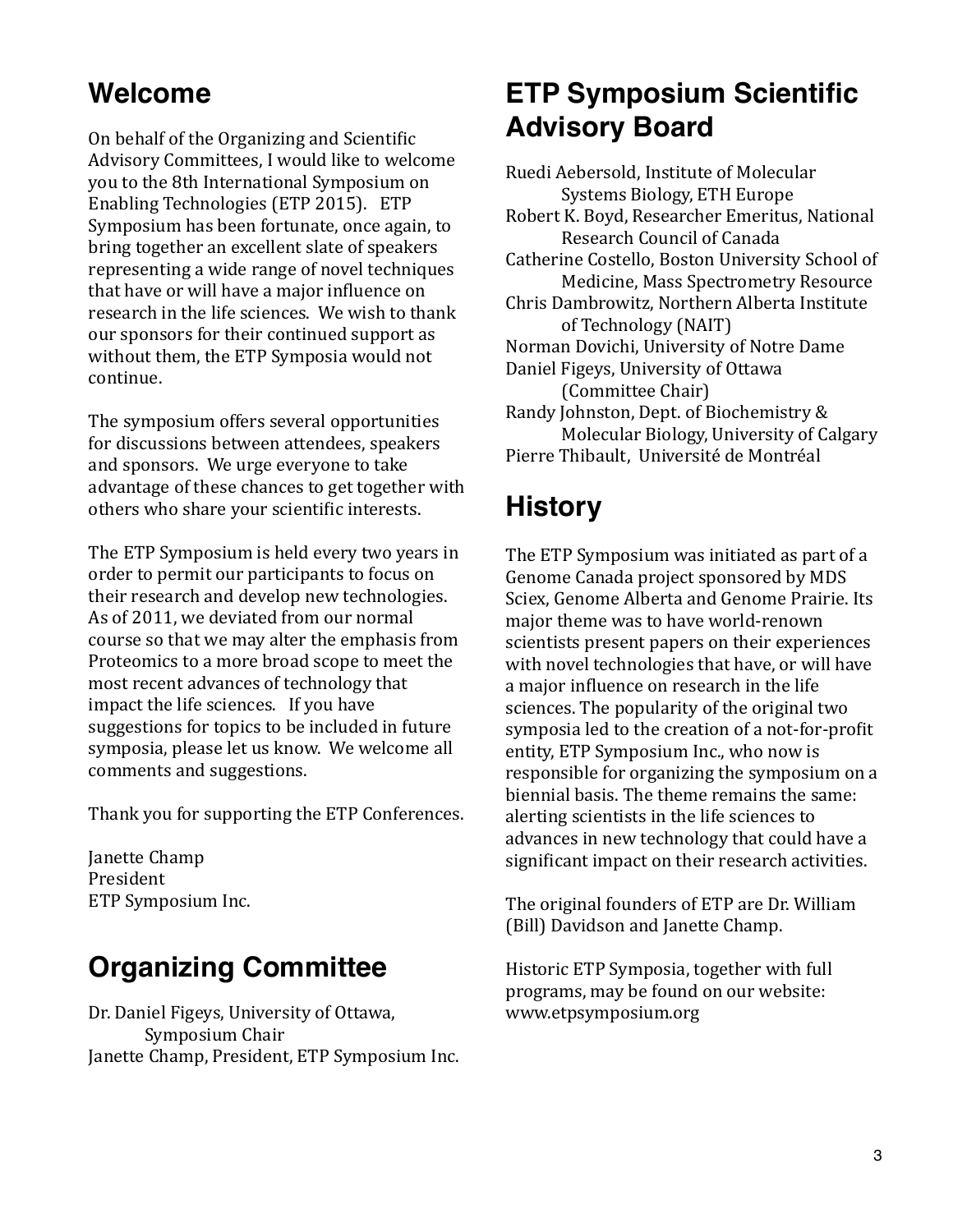## Welcome

On behalf of the Organizing and Scientific Advisory Committees, I would like to welcome you to the 8th International Symposium on Enabling Technologies (ETP 2015). ETP Symposium has been fortunate, once again, to bring together an excellent slate of speakers representing a wide range of novel techniques that have or will have a major influence on research in the life sciences. We wish to thank our sponsors for their continued support as without them, the ETP Symposia would not continue.

The symposium offers several opportunities for discussions between attendees, speakers and sponsors. We urge everyone to take advantage of these chances to get together with others who share your scientific interests.

The ETP Symposium is held every two years in order to permit our participants to focus on their research and develop new technologies. As of 2011, we deviated from our normal course so that we may alter the emphasis from Proteomics to a more broad scope to meet the most recent advances of technology that impact the life sciences. If you have suggestions for topics to be included in future symposia, please let us know. We welcome all comments and suggestions.

Thank you for supporting the ETP Conferences.

Janette Champ  
President  
ETP Symposium Inc.

## Organizing Committee

Dr. Daniel Figeys, University of Ottawa, Symposium Chair  
Janette Champ, President, ETP Symposium Inc.

## ETP Symposium Scientific Advisory Board

Ruedi Aebersold, Institute of Molecular Systems Biology, ETH Europe  
Robert K. Boyd, Researcher Emeritus, National Research Council of Canada  
Catherine Costello, Boston University School of Medicine, Mass Spectrometry Resource  
Chris Dambrowitz, Northern Alberta Institute of Technology (NAIT)  
Norman Dovichi, University of Notre Dame  
Daniel Figeys, University of Ottawa (Committee Chair)  
Randy Johnston, Dept. of Biochemistry & Molecular Biology, University of Calgary  
Pierre Thibault, Université de Montréal

## History

The ETP Symposium was initiated as part of a Genome Canada project sponsored by MDS Sciex, Genome Alberta and Genome Prairie. Its major theme was to have world-renown scientists present papers on their experiences with novel technologies that have, or will have a major influence on research in the life sciences. The popularity of the original two symposia led to the creation of a not-for-profit entity, ETP Symposium Inc., who now is responsible for organizing the symposium on a biennial basis. The theme remains the same: alerting scientists in the life sciences to advances in new technology that could have a significant impact on their research activities.

The original founders of ETP are Dr. William (Bill) Davidson and Janette Champ.

Historic ETP Symposia, together with full programs, may be found on our website: www.etpsymposium.org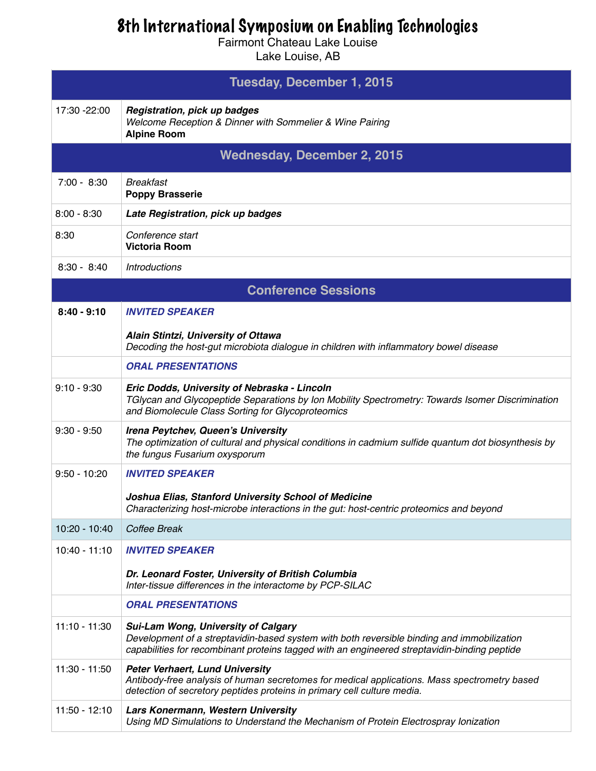# 8th International Symposium on Enabling Technologies

Fairmont Chateau Lake Louise
Lake Louise, AB

| Tuesday, December 1, 2015 | |
|---|---|
| 17:30 -22:00 | ***Registration, pick up badges***<br>*Welcome Reception & Dinner with Sommelier & Wine Pairing*<br>**Alpine Room** |
| **Wednesday, December 2, 2015** | |
| 7:00 - 8:30 | *Breakfast*<br>**Poppy Brasserie** |
| 8:00 - 8:30 | ***Late Registration, pick up badges*** |
| 8:30 | *Conference start*<br>**Victoria Room** |
| 8:30 - 8:40 | *Introductions* |
| **Conference Sessions** | |
| **8:40 - 9:10** | ***INVITED SPEAKER***<br><br>***Alain Stintzi, University of Ottawa***<br>*Decoding the host-gut microbiota dialogue in children with inflammatory bowel disease* |
| | ***ORAL PRESENTATIONS*** |
| 9:10 - 9:30 | ***Eric Dodds, University of Nebraska - Lincoln***<br>*TGlycan and Glycopeptide Separations by Ion Mobility Spectrometry: Towards Isomer Discrimination and Biomolecule Class Sorting for Glycoproteomics* |
| 9:30 - 9:50 | ***Irena Peytchev, Queen's University***<br>*The optimization of cultural and physical conditions in cadmium sulfide quantum dot biosynthesis by the fungus Fusarium oxysporum* |
| 9:50 - 10:20 | ***INVITED SPEAKER***<br><br>***Joshua Elias, Stanford University School of Medicine***<br>*Characterizing host-microbe interactions in the gut: host-centric proteomics and beyond* |
| 10:20 - 10:40 | *Coffee Break* |
| 10:40 - 11:10 | ***INVITED SPEAKER***<br><br>***Dr. Leonard Foster, University of British Columbia***<br>*Inter-tissue differences in the interactome by PCP-SILAC* |
| | ***ORAL PRESENTATIONS*** |
| 11:10 - 11:30 | ***Sui-Lam Wong, University of Calgary***<br>*Development of a streptavidin-based system with both reversible binding and immobilization capabilities for recombinant proteins tagged with an engineered streptavidin-binding peptide* |
| 11:30 - 11:50 | ***Peter Verhaert, Lund University***<br>*Antibody-free analysis of human secretomes for medical applications. Mass spectrometry based detection of secretory peptides proteins in primary cell culture media.* |
| 11:50 - 12:10 | ***Lars Konermann, Western University***<br>*Using MD Simulations to Understand the Mechanism of Protein Electrospray Ionization* |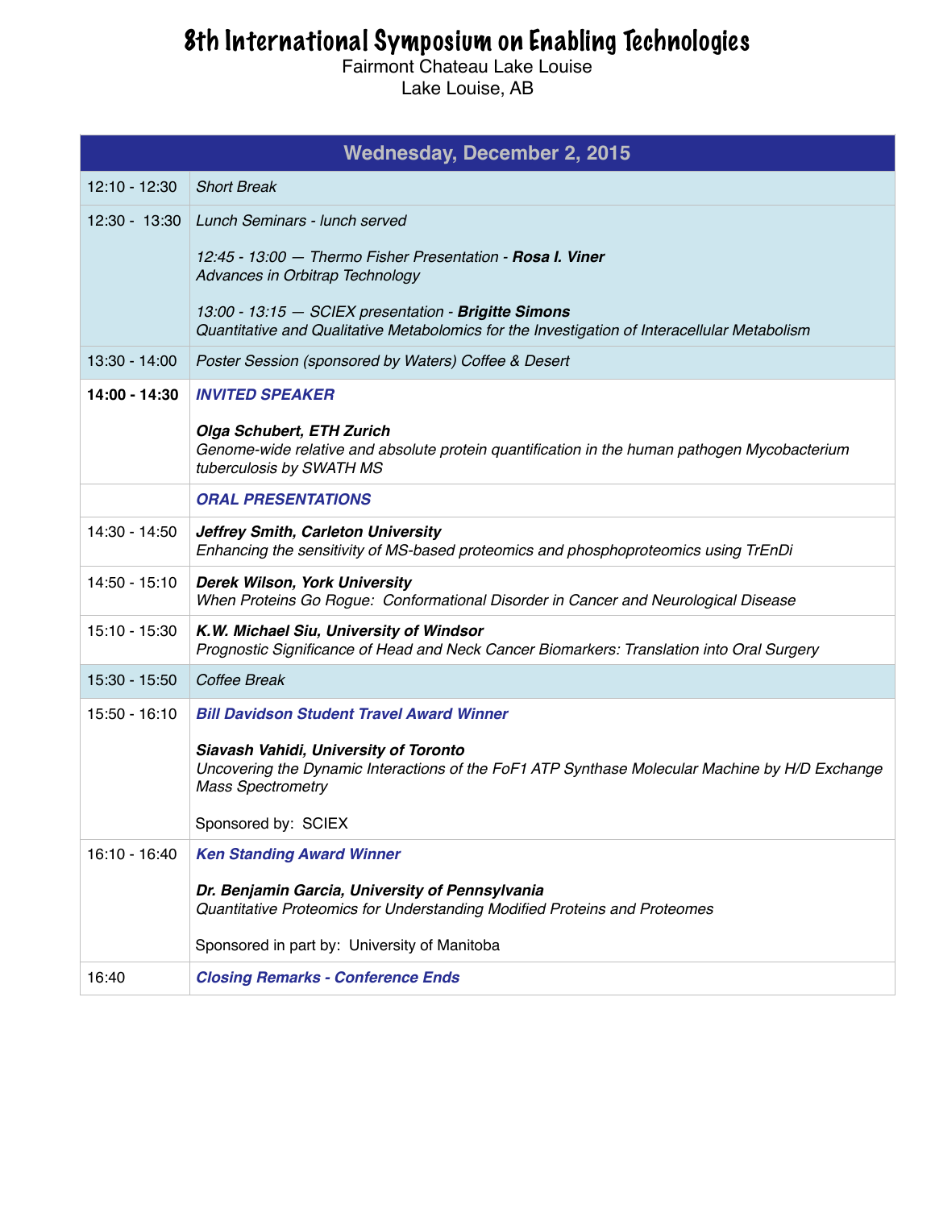# 8th International Symposium on Enabling Technologies

Fairmont Chateau Lake Louise
Lake Louise, AB

| Wednesday, December 2, 2015 | |
|---|---|
| 12:10 - 12:30 | *Short Break* |
| 12:30 - 13:30 | *Lunch Seminars - lunch served*<br><br>*12:45 - 13:00 — Thermo Fisher Presentation -* ***Rosa I. Viner***<br>*Advances in Orbitrap Technology*<br><br>*13:00 - 13:15 — SCIEX presentation -* ***Brigitte Simons***<br>*Quantitative and Qualitative Metabolomics for the Investigation of Interacellular Metabolism* |
| 13:30 - 14:00 | *Poster Session (sponsored by Waters) Coffee & Desert* |
| **14:00 - 14:30** | ***INVITED SPEAKER***<br><br>***Olga Schubert, ETH Zurich***<br>*Genome-wide relative and absolute protein quantification in the human pathogen Mycobacterium tuberculosis by SWATH MS* |
| | ***ORAL PRESENTATIONS*** |
| 14:30 - 14:50 | ***Jeffrey Smith, Carleton University***<br>*Enhancing the sensitivity of MS-based proteomics and phosphoproteomics using TrEnDi* |
| 14:50 - 15:10 | ***Derek Wilson, York University***<br>*When Proteins Go Rogue: Conformational Disorder in Cancer and Neurological Disease* |
| 15:10 - 15:30 | ***K.W. Michael Siu, University of Windsor***<br>*Prognostic Significance of Head and Neck Cancer Biomarkers: Translation into Oral Surgery* |
| 15:30 - 15:50 | *Coffee Break* |
| 15:50 - 16:10 | ***Bill Davidson Student Travel Award Winner***<br><br>***Siavash Vahidi, University of Toronto***<br>*Uncovering the Dynamic Interactions of the FoF1 ATP Synthase Molecular Machine by H/D Exchange Mass Spectrometry*<br><br>Sponsored by: SCIEX |
| 16:10 - 16:40 | ***Ken Standing Award Winner***<br><br>***Dr. Benjamin Garcia, University of Pennsylvania***<br>*Quantitative Proteomics for Understanding Modified Proteins and Proteomes*<br><br>Sponsored in part by: University of Manitoba |
| 16:40 | ***Closing Remarks - Conference Ends*** |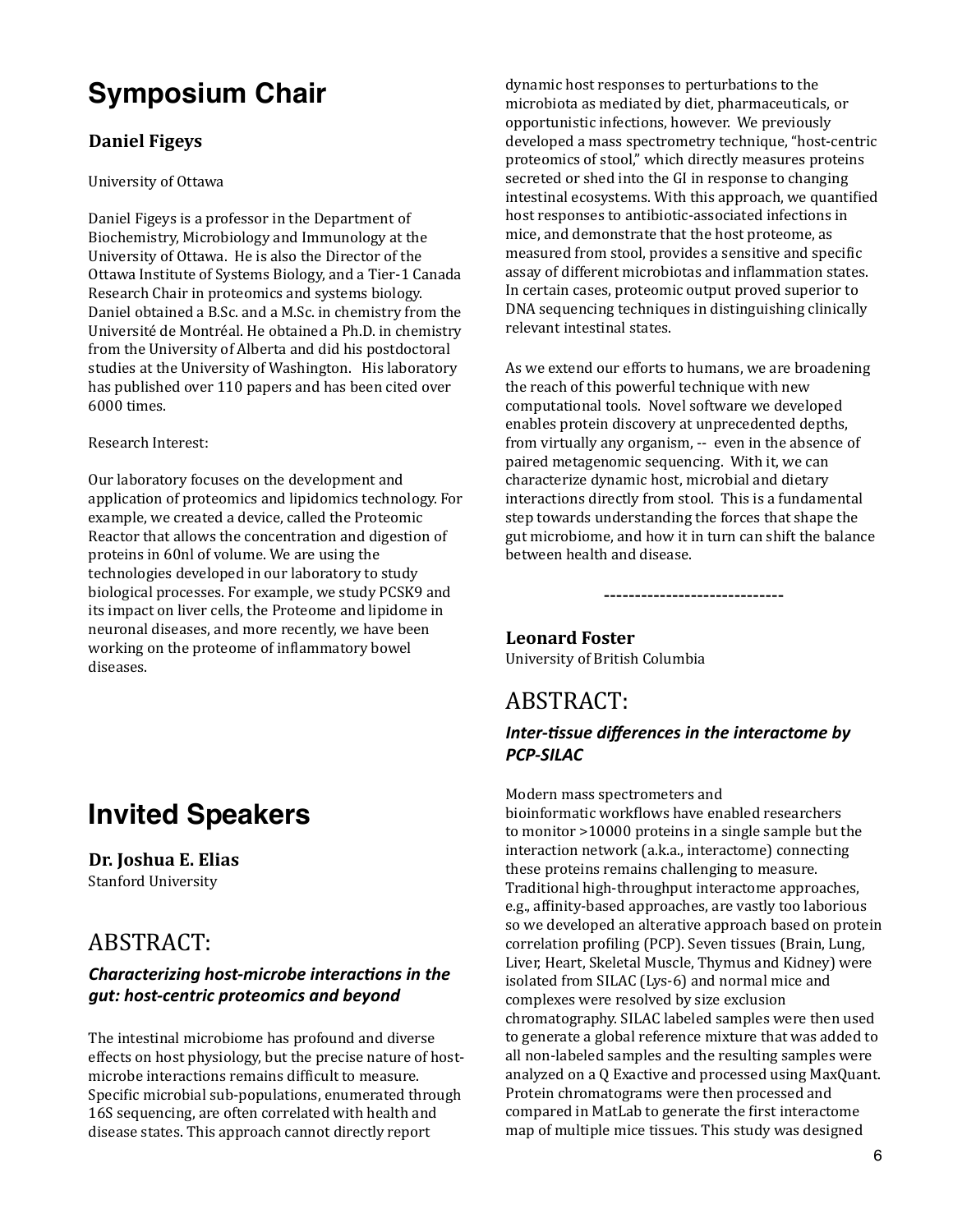# Symposium Chair

### Daniel Figeys

University of Ottawa

Daniel Figeys is a professor in the Department of Biochemistry, Microbiology and Immunology at the University of Ottawa. He is also the Director of the Ottawa Institute of Systems Biology, and a Tier-1 Canada Research Chair in proteomics and systems biology. Daniel obtained a B.Sc. and a M.Sc. in chemistry from the Université de Montréal. He obtained a Ph.D. in chemistry from the University of Alberta and did his postdoctoral studies at the University of Washington. His laboratory has published over 110 papers and has been cited over 6000 times.

Research Interest:

Our laboratory focuses on the development and application of proteomics and lipidomics technology. For example, we created a device, called the Proteomic Reactor that allows the concentration and digestion of proteins in 60nl of volume. We are using the technologies developed in our laboratory to study biological processes. For example, we study PCSK9 and its impact on liver cells, the Proteome and lipidome in neuronal diseases, and more recently, we have been working on the proteome of inflammatory bowel diseases.

# Invited Speakers

### Dr. Joshua E. Elias

Stanford University

## ABSTRACT:

***Characterizing host-microbe interactions in the gut: host-centric proteomics and beyond***

The intestinal microbiome has profound and diverse effects on host physiology, but the precise nature of host-microbe interactions remains difficult to measure. Specific microbial sub-populations, enumerated through 16S sequencing, are often correlated with health and disease states. This approach cannot directly report dynamic host responses to perturbations to the microbiota as mediated by diet, pharmaceuticals, or opportunistic infections, however. We previously developed a mass spectrometry technique, "host-centric proteomics of stool," which directly measures proteins secreted or shed into the GI in response to changing intestinal ecosystems. With this approach, we quantified host responses to antibiotic-associated infections in mice, and demonstrate that the host proteome, as measured from stool, provides a sensitive and specific assay of different microbiotas and inflammation states. In certain cases, proteomic output proved superior to DNA sequencing techniques in distinguishing clinically relevant intestinal states.

As we extend our efforts to humans, we are broadening the reach of this powerful technique with new computational tools. Novel software we developed enables protein discovery at unprecedented depths, from virtually any organism, -- even in the absence of paired metagenomic sequencing. With it, we can characterize dynamic host, microbial and dietary interactions directly from stool. This is a fundamental step towards understanding the forces that shape the gut microbiome, and how it in turn can shift the balance between health and disease.

-----------------------------

### Leonard Foster

University of British Columbia

## ABSTRACT:

***Inter-tissue differences in the interactome by PCP-SILAC***

Modern mass spectrometers and bioinformatic workflows have enabled researchers to monitor >10000 proteins in a single sample but the interaction network (a.k.a., interactome) connecting these proteins remains challenging to measure. Traditional high-throughput interactome approaches, e.g., affinity-based approaches, are vastly too laborious so we developed an alterative approach based on protein correlation profiling (PCP). Seven tissues (Brain, Lung, Liver, Heart, Skeletal Muscle, Thymus and Kidney) were isolated from SILAC (Lys-6) and normal mice and complexes were resolved by size exclusion chromatography. SILAC labeled samples were then used to generate a global reference mixture that was added to all non-labeled samples and the resulting samples were analyzed on a Q Exactive and processed using MaxQuant. Protein chromatograms were then processed and compared in MatLab to generate the first interactome map of multiple mice tissues. This study was designed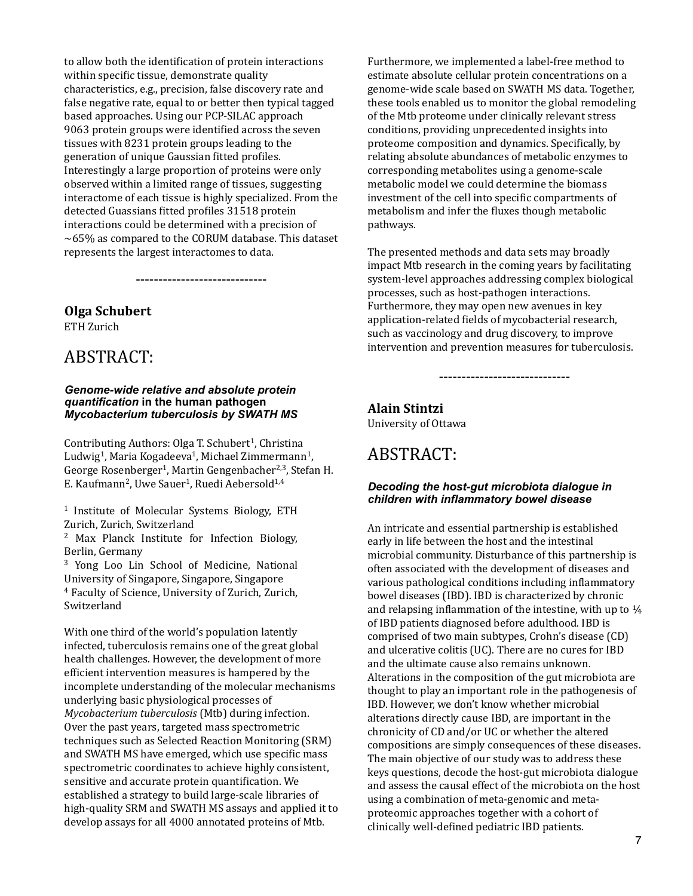to allow both the identification of protein interactions within specific tissue, demonstrate quality characteristics, e.g., precision, false discovery rate and false negative rate, equal to or better then typical tagged based approaches. Using our PCP-SILAC approach 9063 protein groups were identified across the seven tissues with 8231 protein groups leading to the generation of unique Gaussian fitted profiles. Interestingly a large proportion of proteins were only observed within a limited range of tissues, suggesting interactome of each tissue is highly specialized. From the detected Guassians fitted profiles 31518 protein interactions could be determined with a precision of ~65% as compared to the CORUM database. This dataset represents the largest interactomes to data.

-----------------------------

**Olga Schubert**
ETH Zurich

# ABSTRACT:

***Genome-wide relative and absolute protein quantification* in the human pathogen *Mycobacterium tuberculosis by SWATH MS***

Contributing Authors: Olga T. Schubert[1], Christina Ludwig[1], Maria Kogadeeva[1], Michael Zimmermann[1], George Rosenberger[1], Martin Gengenbacher[2,3], Stefan H. E. Kaufmann[2], Uwe Sauer[1], Ruedi Aebersold[1,4]

[1] Institute of Molecular Systems Biology, ETH Zurich, Zurich, Switzerland
[2] Max Planck Institute for Infection Biology, Berlin, Germany
[3] Yong Loo Lin School of Medicine, National University of Singapore, Singapore, Singapore
[4] Faculty of Science, University of Zurich, Zurich, Switzerland

With one third of the world's population latently infected, tuberculosis remains one of the great global health challenges. However, the development of more efficient intervention measures is hampered by the incomplete understanding of the molecular mechanisms underlying basic physiological processes of *Mycobacterium tuberculosis* (Mtb) during infection. Over the past years, targeted mass spectrometric techniques such as Selected Reaction Monitoring (SRM) and SWATH MS have emerged, which use specific mass spectrometric coordinates to achieve highly consistent, sensitive and accurate protein quantification. We established a strategy to build large-scale libraries of high-quality SRM and SWATH MS assays and applied it to develop assays for all 4000 annotated proteins of Mtb. Furthermore, we implemented a label-free method to estimate absolute cellular protein concentrations on a genome-wide scale based on SWATH MS data. Together, these tools enabled us to monitor the global remodeling of the Mtb proteome under clinically relevant stress conditions, providing unprecedented insights into proteome composition and dynamics. Specifically, by relating absolute abundances of metabolic enzymes to corresponding metabolites using a genome-scale metabolic model we could determine the biomass investment of the cell into specific compartments of metabolism and infer the fluxes though metabolic pathways.

The presented methods and data sets may broadly impact Mtb research in the coming years by facilitating system-level approaches addressing complex biological processes, such as host-pathogen interactions. Furthermore, they may open new avenues in key application-related fields of mycobacterial research, such as vaccinology and drug discovery, to improve intervention and prevention measures for tuberculosis.

-----------------------------

**Alain Stintzi**
University of Ottawa

# ABSTRACT:

***Decoding the host-gut microbiota dialogue in children with inflammatory bowel disease***

An intricate and essential partnership is established early in life between the host and the intestinal microbial community. Disturbance of this partnership is often associated with the development of diseases and various pathological conditions including inflammatory bowel diseases (IBD). IBD is characterized by chronic and relapsing inflammation of the intestine, with up to ¼ of IBD patients diagnosed before adulthood. IBD is comprised of two main subtypes, Crohn's disease (CD) and ulcerative colitis (UC). There are no cures for IBD and the ultimate cause also remains unknown. Alterations in the composition of the gut microbiota are thought to play an important role in the pathogenesis of IBD. However, we don't know whether microbial alterations directly cause IBD, are important in the chronicity of CD and/or UC or whether the altered compositions are simply consequences of these diseases. The main objective of our study was to address these keys questions, decode the host-gut microbiota dialogue and assess the causal effect of the microbiota on the host using a combination of meta-genomic and meta-proteomic approaches together with a cohort of clinically well-defined pediatric IBD patients.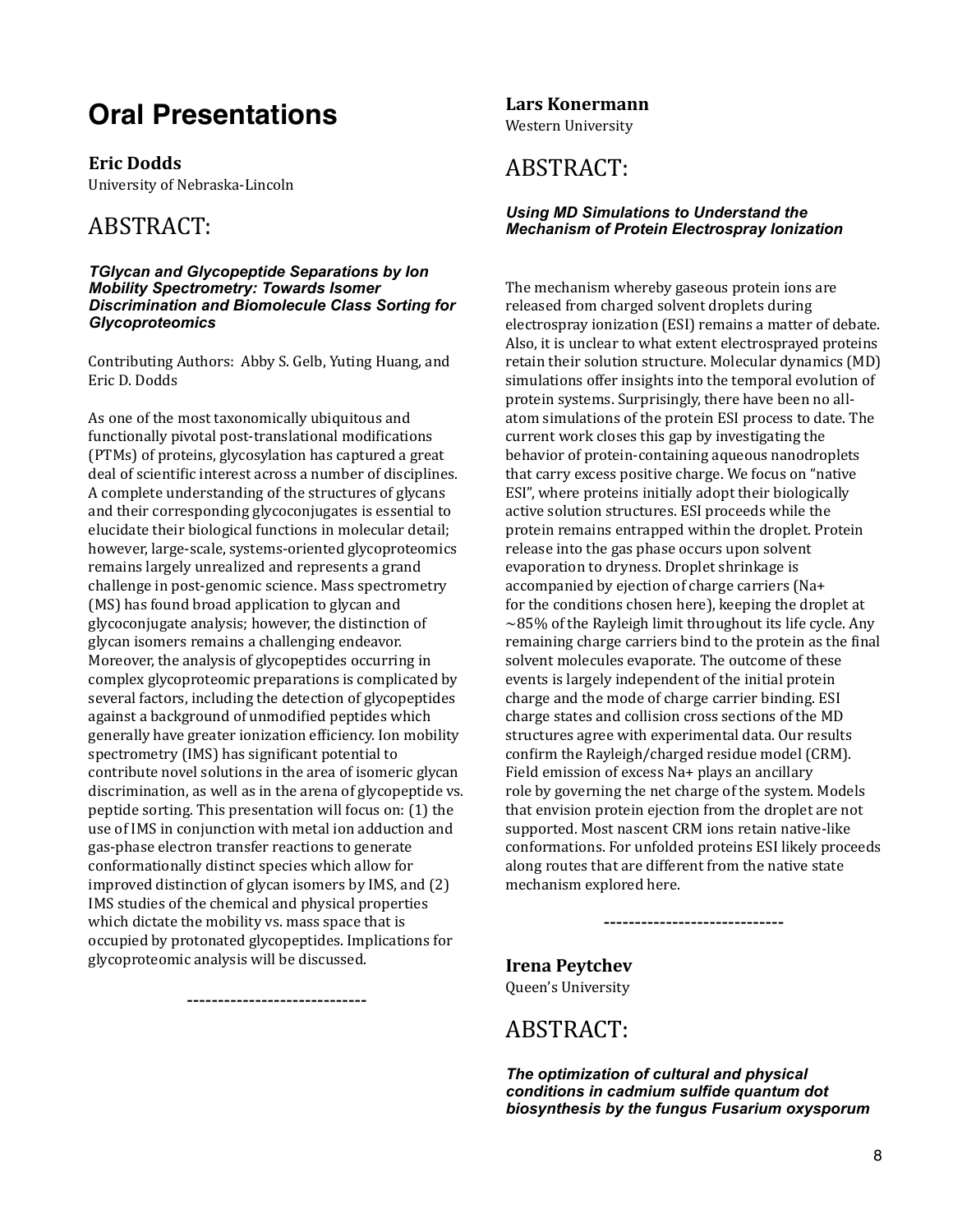# Oral Presentations

**Eric Dodds**
University of Nebraska-Lincoln

## ABSTRACT:

***TGlycan and Glycopeptide Separations by Ion Mobility Spectrometry: Towards Isomer Discrimination and Biomolecule Class Sorting for Glycoproteomics***

Contributing Authors: Abby S. Gelb, Yuting Huang, and Eric D. Dodds

As one of the most taxonomically ubiquitous and functionally pivotal post-translational modifications (PTMs) of proteins, glycosylation has captured a great deal of scientific interest across a number of disciplines. A complete understanding of the structures of glycans and their corresponding glycoconjugates is essential to elucidate their biological functions in molecular detail; however, large-scale, systems-oriented glycoproteomics remains largely unrealized and represents a grand challenge in post-genomic science. Mass spectrometry (MS) has found broad application to glycan and glycoconjugate analysis; however, the distinction of glycan isomers remains a challenging endeavor. Moreover, the analysis of glycopeptides occurring in complex glycoproteomic preparations is complicated by several factors, including the detection of glycopeptides against a background of unmodified peptides which generally have greater ionization efficiency. Ion mobility spectrometry (IMS) has significant potential to contribute novel solutions in the area of isomeric glycan discrimination, as well as in the arena of glycopeptide vs. peptide sorting. This presentation will focus on: (1) the use of IMS in conjunction with metal ion adduction and gas-phase electron transfer reactions to generate conformationally distinct species which allow for improved distinction of glycan isomers by IMS, and (2) IMS studies of the chemical and physical properties which dictate the mobility vs. mass space that is occupied by protonated glycopeptides. Implications for glycoproteomic analysis will be discussed.

-----------------------------

**Lars Konermann**
Western University

## ABSTRACT:

***Using MD Simulations to Understand the Mechanism of Protein Electrospray Ionization***

The mechanism whereby gaseous protein ions are released from charged solvent droplets during electrospray ionization (ESI) remains a matter of debate. Also, it is unclear to what extent electrosprayed proteins retain their solution structure. Molecular dynamics (MD) simulations offer insights into the temporal evolution of protein systems. Surprisingly, there have been no all-atom simulations of the protein ESI process to date. The current work closes this gap by investigating the behavior of protein-containing aqueous nanodroplets that carry excess positive charge. We focus on "native ESI", where proteins initially adopt their biologically active solution structures. ESI proceeds while the protein remains entrapped within the droplet. Protein release into the gas phase occurs upon solvent evaporation to dryness. Droplet shrinkage is accompanied by ejection of charge carriers ($Na^+$ for the conditions chosen here), keeping the droplet at ~85% of the Rayleigh limit throughout its life cycle. Any remaining charge carriers bind to the protein as the final solvent molecules evaporate. The outcome of these events is largely independent of the initial protein charge and the mode of charge carrier binding. ESI charge states and collision cross sections of the MD structures agree with experimental data. Our results confirm the Rayleigh/charged residue model (CRM). Field emission of excess $Na^+$ plays an ancillary role by governing the net charge of the system. Models that envision protein ejection from the droplet are not supported. Most nascent CRM ions retain native-like conformations. For unfolded proteins ESI likely proceeds along routes that are different from the native state mechanism explored here.

-----------------------------

**Irena Peytchev**
Queen's University

## ABSTRACT:

***The optimization of cultural and physical conditions in cadmium sulfide quantum dot biosynthesis by the fungus Fusarium oxysporum***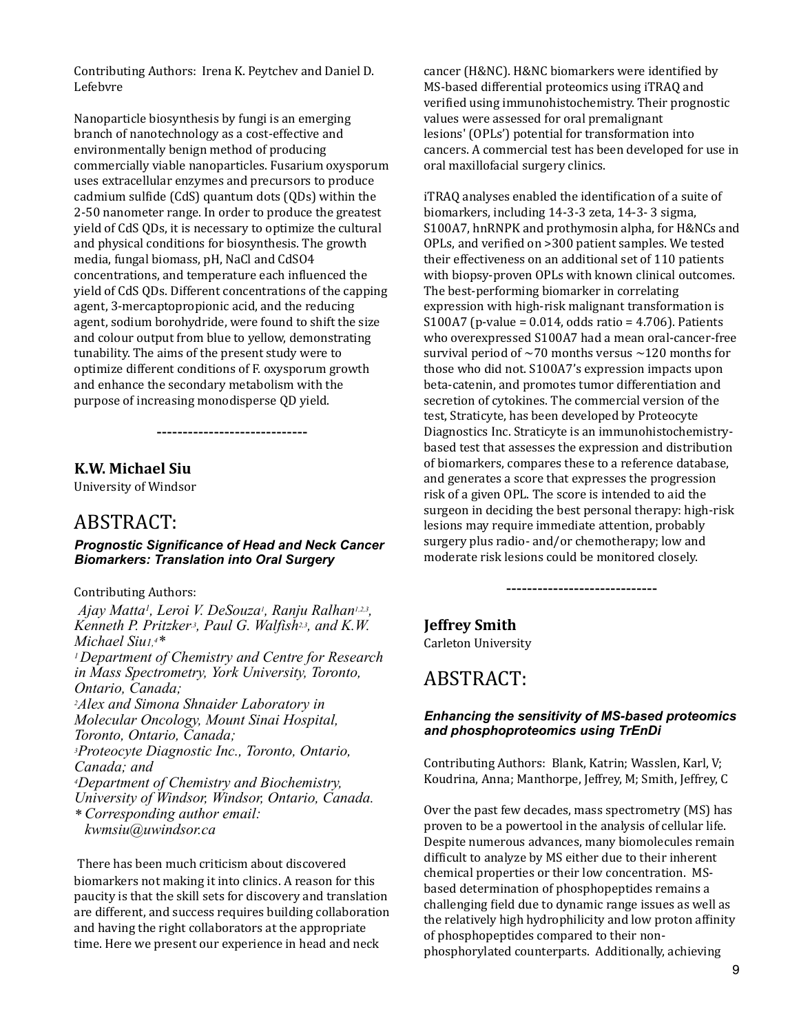Contributing Authors: Irena K. Peytchev and Daniel D. Lefebvre

Nanoparticle biosynthesis by fungi is an emerging branch of nanotechnology as a cost-effective and environmentally benign method of producing commercially viable nanoparticles. Fusarium oxysporum uses extracellular enzymes and precursors to produce cadmium sulfide (CdS) quantum dots (QDs) within the 2-50 nanometer range. In order to produce the greatest yield of CdS QDs, it is necessary to optimize the cultural and physical conditions for biosynthesis. The growth media, fungal biomass, pH, NaCl and $CdSO_4$ concentrations, and temperature each influenced the yield of CdS QDs. Different concentrations of the capping agent, 3-mercaptopropionic acid, and the reducing agent, sodium borohydride, were found to shift the size and colour output from blue to yellow, demonstrating tunability. The aims of the present study were to optimize different conditions of F. oxysporum growth and enhance the secondary metabolism with the purpose of increasing monodisperse QD yield.

-----------------------------

**K.W. Michael Siu**
University of Windsor

# ABSTRACT:

***Prognostic Significance of Head and Neck Cancer Biomarkers: Translation into Oral Surgery***

Contributing Authors:

*Ajay Matta[1], Leroi V. DeSouza[1], Ranju Ralhan[1,2,3], Kenneth P. Pritzker[3], Paul G. Walfish[2,3], and K.W. Michael Siu[1,4]\**

*[1] Department of Chemistry and Centre for Research in Mass Spectrometry, York University, Toronto, Ontario, Canada;*
*[2]Alex and Simona Shnaider Laboratory in Molecular Oncology, Mount Sinai Hospital, Toronto, Ontario, Canada;*
*[3]Proteocyte Diagnostic Inc., Toronto, Ontario, Canada; and*
*[4]Department of Chemistry and Biochemistry, University of Windsor, Windsor, Ontario, Canada.*
*\* Corresponding author email: kwmsiu@uwindsor.ca*

There has been much criticism about discovered biomarkers not making it into clinics. A reason for this paucity is that the skill sets for discovery and translation are different, and success requires building collaboration and having the right collaborators at the appropriate time. Here we present our experience in head and neck cancer (H&NC). H&NC biomarkers were identified by MS-based differential proteomics using iTRAQ and verified using immunohistochemistry. Their prognostic values were assessed for oral premalignant lesions' (OPLs') potential for transformation into cancers. A commercial test has been developed for use in oral maxillofacial surgery clinics.

iTRAQ analyses enabled the identification of a suite of biomarkers, including 14-3-3 zeta, 14-3- 3 sigma, S100A7, hnRNPK and prothymosin alpha, for H&NCs and OPLs, and verified on >300 patient samples. We tested their effectiveness on an additional set of 110 patients with biopsy-proven OPLs with known clinical outcomes. The best-performing biomarker in correlating expression with high-risk malignant transformation is S100A7 ($p$-value = 0.014, odds ratio = 4.706). Patients who overexpressed S100A7 had a mean oral-cancer-free survival period of ~70 months versus ~120 months for those who did not. S100A7's expression impacts upon beta-catenin, and promotes tumor differentiation and secretion of cytokines. The commercial version of the test, Straticyte, has been developed by Proteocyte Diagnostics Inc. Straticyte is an immunohistochemistry-based test that assesses the expression and distribution of biomarkers, compares these to a reference database, and generates a score that expresses the progression risk of a given OPL. The score is intended to aid the surgeon in deciding the best personal therapy: high-risk lesions may require immediate attention, probably surgery plus radio- and/or chemotherapy; low and moderate risk lesions could be monitored closely.

-----------------------------

**Jeffrey Smith**
Carleton University

# ABSTRACT:

***Enhancing the sensitivity of MS-based proteomics and phosphoproteomics using TrEnDi***

Contributing Authors: Blank, Katrin; Wasslen, Karl, V; Koudrina, Anna; Manthorpe, Jeffrey, M; Smith, Jeffrey, C

Over the past few decades, mass spectrometry (MS) has proven to be a powertool in the analysis of cellular life. Despite numerous advances, many biomolecules remain difficult to analyze by MS either due to their inherent chemical properties or their low concentration. MS-based determination of phosphopeptides remains a challenging field due to dynamic range issues as well as the relatively high hydrophilicity and low proton affinity of phosphopeptides compared to their non-phosphorylated counterparts. Additionally, achieving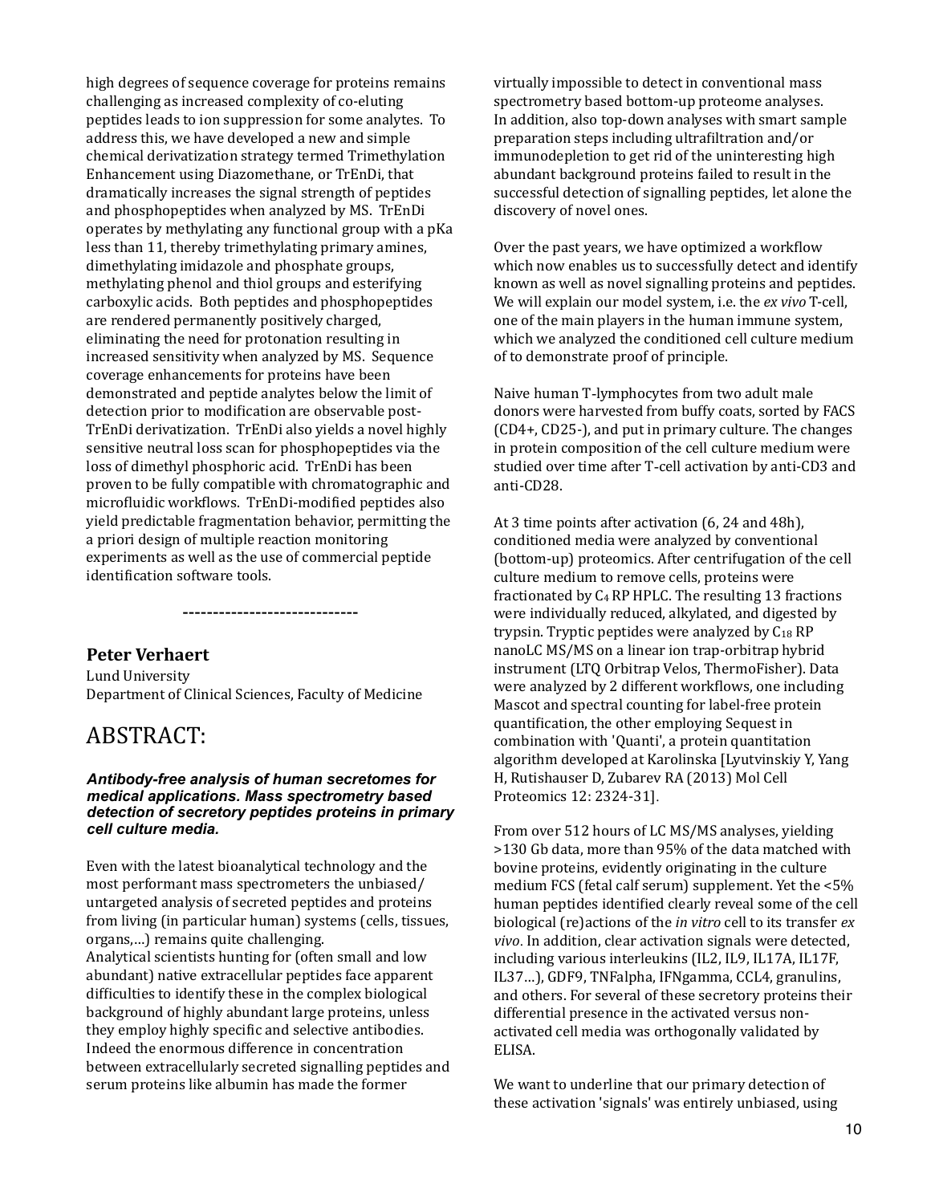high degrees of sequence coverage for proteins remains challenging as increased complexity of co-eluting peptides leads to ion suppression for some analytes. To address this, we have developed a new and simple chemical derivatization strategy termed Trimethylation Enhancement using Diazomethane, or TrEnDi, that dramatically increases the signal strength of peptides and phosphopeptides when analyzed by MS. TrEnDi operates by methylating any functional group with a pKa less than 11, thereby trimethylating primary amines, dimethylating imidazole and phosphate groups, methylating phenol and thiol groups and esterifying carboxylic acids. Both peptides and phosphopeptides are rendered permanently positively charged, eliminating the need for protonation resulting in increased sensitivity when analyzed by MS. Sequence coverage enhancements for proteins have been demonstrated and peptide analytes below the limit of detection prior to modification are observable post-TrEnDi derivatization. TrEnDi also yields a novel highly sensitive neutral loss scan for phosphopeptides via the loss of dimethyl phosphoric acid. TrEnDi has been proven to be fully compatible with chromatographic and microfluidic workflows. TrEnDi-modified peptides also yield predictable fragmentation behavior, permitting the a priori design of multiple reaction monitoring experiments as well as the use of commercial peptide identification software tools.

-----------------------------

### Peter Verhaert

Lund University
Department of Clinical Sciences, Faculty of Medicine

# ABSTRACT:

***Antibody-free analysis of human secretomes for medical applications. Mass spectrometry based detection of secretory peptides proteins in primary cell culture media.***

Even with the latest bioanalytical technology and the most performant mass spectrometers the unbiased/ untargeted analysis of secreted peptides and proteins from living (in particular human) systems (cells, tissues, organs,…) remains quite challenging.
Analytical scientists hunting for (often small and low abundant) native extracellular peptides face apparent difficulties to identify these in the complex biological background of highly abundant large proteins, unless they employ highly specific and selective antibodies. Indeed the enormous difference in concentration between extracellularly secreted signalling peptides and serum proteins like albumin has made the former virtually impossible to detect in conventional mass spectrometry based bottom-up proteome analyses. In addition, also top-down analyses with smart sample preparation steps including ultrafiltration and/or immunodepletion to get rid of the uninteresting high abundant background proteins failed to result in the successful detection of signalling peptides, let alone the discovery of novel ones.

Over the past years, we have optimized a workflow which now enables us to successfully detect and identify known as well as novel signalling proteins and peptides. We will explain our model system, i.e. the *ex vivo* T-cell, one of the main players in the human immune system, which we analyzed the conditioned cell culture medium of to demonstrate proof of principle.

Naive human T-lymphocytes from two adult male donors were harvested from buffy coats, sorted by FACS (CD4+, CD25-), and put in primary culture. The changes in protein composition of the cell culture medium were studied over time after T-cell activation by anti-CD3 and anti-CD28.

At 3 time points after activation (6, 24 and 48h), conditioned media were analyzed by conventional (bottom-up) proteomics. After centrifugation of the cell culture medium to remove cells, proteins were fractionated by $C_4$ RP HPLC. The resulting 13 fractions were individually reduced, alkylated, and digested by trypsin. Tryptic peptides were analyzed by $C_{18}$ RP nanoLC MS/MS on a linear ion trap-orbitrap hybrid instrument (LTQ Orbitrap Velos, ThermoFisher). Data were analyzed by 2 different workflows, one including Mascot and spectral counting for label-free protein quantification, the other employing Sequest in combination with 'Quanti', a protein quantitation algorithm developed at Karolinska [Lyutvinskiy Y, Yang H, Rutishauser D, Zubarev RA (2013) Mol Cell Proteomics 12: 2324-31].

From over 512 hours of LC MS/MS analyses, yielding >130 Gb data, more than 95% of the data matched with bovine proteins, evidently originating in the culture medium FCS (fetal calf serum) supplement. Yet the <5% human peptides identified clearly reveal some of the cell biological (re)actions of the *in vitro* cell to its transfer *ex vivo*. In addition, clear activation signals were detected, including various interleukins (IL2, IL9, IL17A, IL17F, IL37…), GDF9, TNFalpha, IFNgamma, CCL4, granulins, and others. For several of these secretory proteins their differential presence in the activated versus non-activated cell media was orthogonally validated by ELISA.

We want to underline that our primary detection of these activation 'signals' was entirely unbiased, using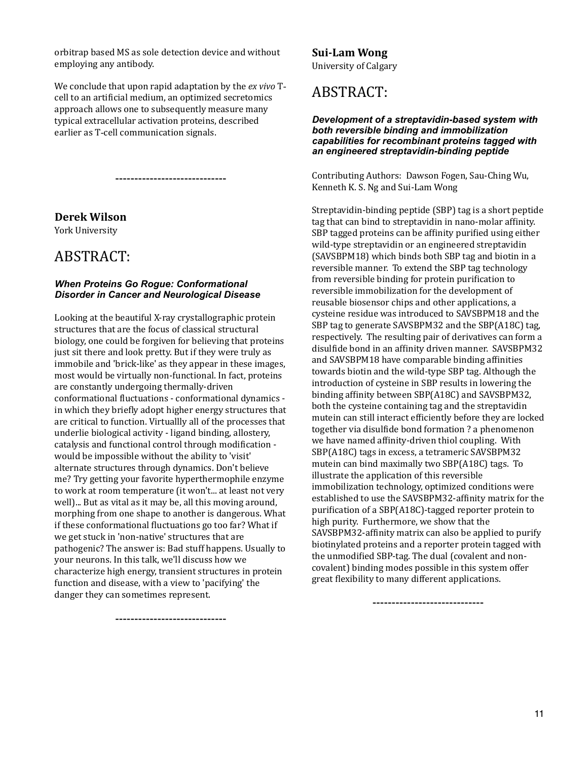orbitrap based MS as sole detection device and without employing any antibody.

We conclude that upon rapid adaptation by the *ex vivo* T-cell to an artificial medium, an optimized secretomics approach allows one to subsequently measure many typical extracellular activation proteins, described earlier as T-cell communication signals.

-----------------------------

**Derek Wilson**
York University

# ABSTRACT:

### *When Proteins Go Rogue: Conformational Disorder in Cancer and Neurological Disease*

Looking at the beautiful X-ray crystallographic protein structures that are the focus of classical structural biology, one could be forgiven for believing that proteins just sit there and look pretty. But if they were truly as immobile and 'brick-like' as they appear in these images, most would be virtually non-functional. In fact, proteins are constantly undergoing thermally-driven conformational fluctuations - conformational dynamics - in which they briefly adopt higher energy structures that are critical to function. Virtuallly all of the processes that underlie biological activity - ligand binding, allostery, catalysis and functional control through modification - would be impossible without the ability to 'visit' alternate structures through dynamics. Don't believe me? Try getting your favorite hyperthermophile enzyme to work at room temperature (it won't... at least not very well)... But as vital as it may be, all this moving around, morphing from one shape to another is dangerous. What if these conformational fluctuations go too far? What if we get stuck in 'non-native' structures that are pathogenic? The answer is: Bad stuff happens. Usually to your neurons. In this talk, we'll discuss how we characterize high energy, transient structures in protein function and disease, with a view to 'pacifying' the danger they can sometimes represent.

-----------------------------

**Sui-Lam Wong**
University of Calgary

# ABSTRACT:

### *Development of a streptavidin-based system with both reversible binding and immobilization capabilities for recombinant proteins tagged with an engineered streptavidin-binding peptide*

Contributing Authors: Dawson Fogen, Sau-Ching Wu, Kenneth K. S. Ng and Sui-Lam Wong

Streptavidin-binding peptide (SBP) tag is a short peptide tag that can bind to streptavidin in nano-molar affinity. SBP tagged proteins can be affinity purified using either wild-type streptavidin or an engineered streptavidin (SAVSBPM18) which binds both SBP tag and biotin in a reversible manner. To extend the SBP tag technology from reversible binding for protein purification to reversible immobilization for the development of reusable biosensor chips and other applications, a cysteine residue was introduced to SAVSBPM18 and the SBP tag to generate SAVSBPM32 and the SBP(A18C) tag, respectively. The resulting pair of derivatives can form a disulfide bond in an affinity driven manner. SAVSBPM32 and SAVSBPM18 have comparable binding affinities towards biotin and the wild-type SBP tag. Although the introduction of cysteine in SBP results in lowering the binding affinity between SBP(A18C) and SAVSBPM32, both the cysteine containing tag and the streptavidin mutein can still interact efficiently before they are locked together via disulfide bond formation ? a phenomenon we have named affinity-driven thiol coupling. With SBP(A18C) tags in excess, a tetrameric SAVSBPM32 mutein can bind maximally two SBP(A18C) tags. To illustrate the application of this reversible immobilization technology, optimized conditions were established to use the SAVSBPM32-affinity matrix for the purification of a SBP(A18C)-tagged reporter protein to high purity. Furthermore, we show that the SAVSBPM32-affinity matrix can also be applied to purify biotinylated proteins and a reporter protein tagged with the unmodified SBP-tag. The dual (covalent and non-covalent) binding modes possible in this system offer great flexibility to many different applications.

-----------------------------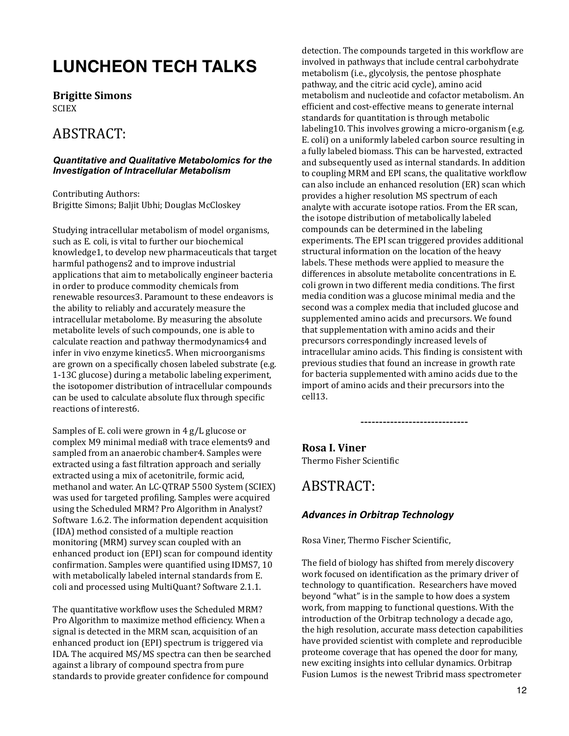# LUNCHEON TECH TALKS

**Brigitte Simons**
SCIEX

## ABSTRACT:

***Quantitative and Qualitative Metabolomics for the Investigation of Intracellular Metabolism***

Contributing Authors:
Brigitte Simons; Baljit Ubhi; Douglas McCloskey

Studying intracellular metabolism of model organisms, such as E. coli, is vital to further our biochemical knowledge1, to develop new pharmaceuticals that target harmful pathogens2 and to improve industrial applications that aim to metabolically engineer bacteria in order to produce commodity chemicals from renewable resources3. Paramount to these endeavors is the ability to reliably and accurately measure the intracellular metabolome. By measuring the absolute metabolite levels of such compounds, one is able to calculate reaction and pathway thermodynamics4 and infer in vivo enzyme kinetics5. When microorganisms are grown on a specifically chosen labeled substrate (e.g. 1-13C glucose) during a metabolic labeling experiment, the isotopomer distribution of intracellular compounds can be used to calculate absolute flux through specific reactions of interest6.

Samples of E. coli were grown in 4 g/L glucose or complex M9 minimal media8 with trace elements9 and sampled from an anaerobic chamber4. Samples were extracted using a fast filtration approach and serially extracted using a mix of acetonitrile, formic acid, methanol and water. An LC-QTRAP 5500 System (SCIEX) was used for targeted profiling. Samples were acquired using the Scheduled MRM? Pro Algorithm in Analyst? Software 1.6.2. The information dependent acquisition (IDA) method consisted of a multiple reaction monitoring (MRM) survey scan coupled with an enhanced product ion (EPI) scan for compound identity confirmation. Samples were quantified using IDMS7, 10 with metabolically labeled internal standards from E. coli and processed using MultiQuant? Software 2.1.1.

The quantitative workflow uses the Scheduled MRM? Pro Algorithm to maximize method efficiency. When a signal is detected in the MRM scan, acquisition of an enhanced product ion (EPI) spectrum is triggered via IDA. The acquired MS/MS spectra can then be searched against a library of compound spectra from pure standards to provide greater confidence for compound detection. The compounds targeted in this workflow are involved in pathways that include central carbohydrate metabolism (i.e., glycolysis, the pentose phosphate pathway, and the citric acid cycle), amino acid metabolism and nucleotide and cofactor metabolism. An efficient and cost-effective means to generate internal standards for quantitation is through metabolic labeling10. This involves growing a micro-organism (e.g. E. coli) on a uniformly labeled carbon source resulting in a fully labeled biomass. This can be harvested, extracted and subsequently used as internal standards. In addition to coupling MRM and EPI scans, the qualitative workflow can also include an enhanced resolution (ER) scan which provides a higher resolution MS spectrum of each analyte with accurate isotope ratios. From the ER scan, the isotope distribution of metabolically labeled compounds can be determined in the labeling experiments. The EPI scan triggered provides additional structural information on the location of the heavy labels. These methods were applied to measure the differences in absolute metabolite concentrations in E. coli grown in two different media conditions. The first media condition was a glucose minimal media and the second was a complex media that included glucose and supplemented amino acids and precursors. We found that supplementation with amino acids and their precursors correspondingly increased levels of intracellular amino acids. This finding is consistent with previous studies that found an increase in growth rate for bacteria supplemented with amino acids due to the import of amino acids and their precursors into the cell13.

-----------------------------

**Rosa I. Viner**
Thermo Fisher Scientific

## ABSTRACT:

***Advances in Orbitrap Technology***

Rosa Viner, Thermo Fischer Scientific,

The field of biology has shifted from merely discovery work focused on identification as the primary driver of technology to quantification. Researchers have moved beyond "what" is in the sample to how does a system work, from mapping to functional questions. With the introduction of the Orbitrap technology a decade ago, the high resolution, accurate mass detection capabilities have provided scientist with complete and reproducible proteome coverage that has opened the door for many, new exciting insights into cellular dynamics. Orbitrap Fusion Lumos is the newest Tribrid mass spectrometer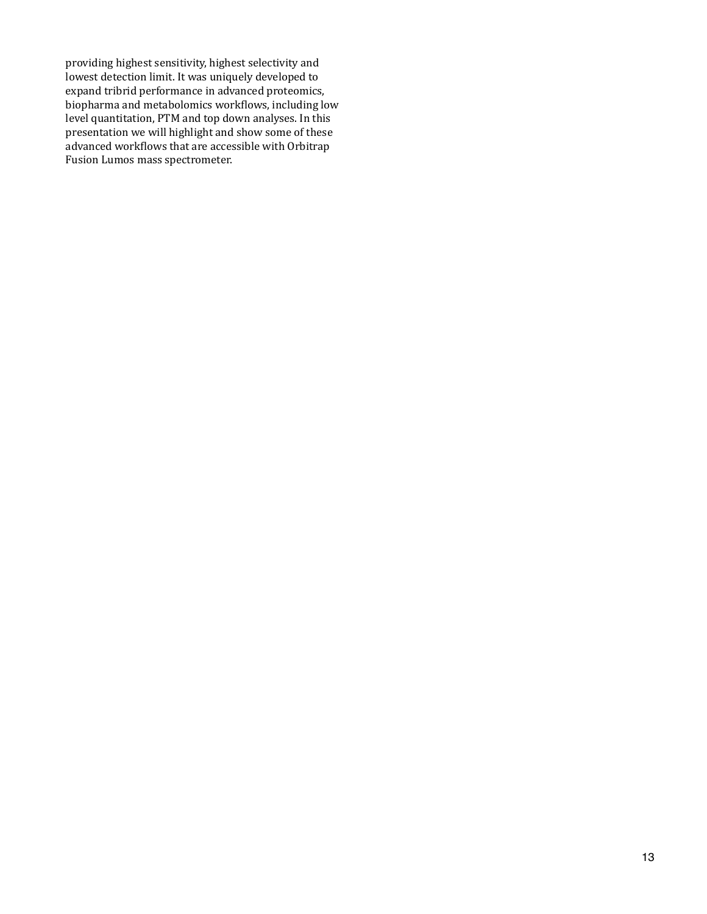providing highest sensitivity, highest selectivity and lowest detection limit. It was uniquely developed to expand tribrid performance in advanced proteomics, biopharma and metabolomics workflows, including low level quantitation, PTM and top down analyses. In this presentation we will highlight and show some of these advanced workflows that are accessible with Orbitrap Fusion Lumos mass spectrometer.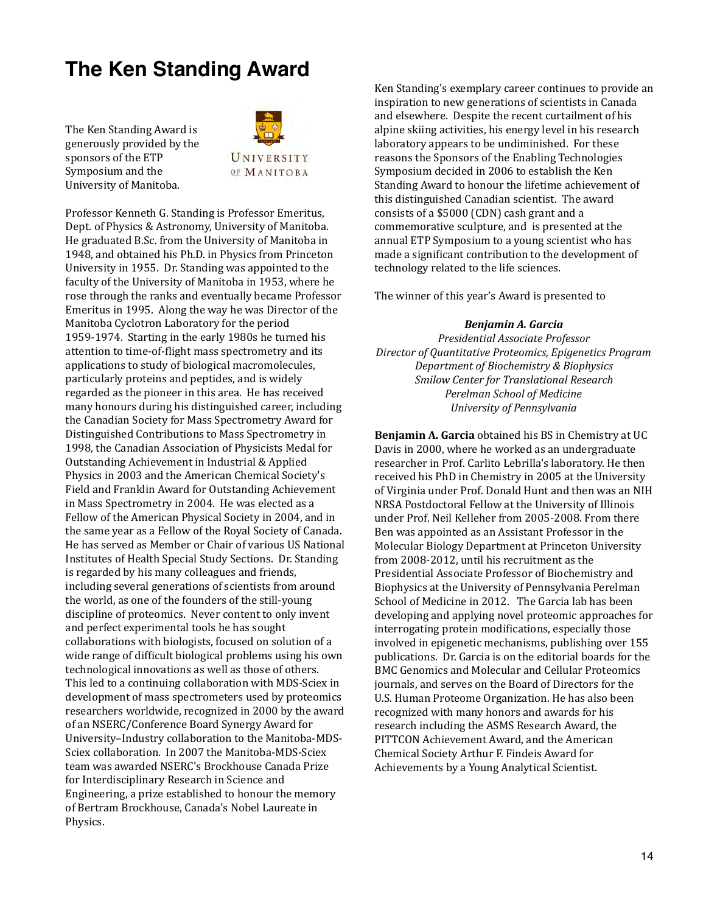# The Ken Standing Award

The Ken Standing Award is generously provided by the sponsors of the ETP Symposium and the University of Manitoba.

Professor Kenneth G. Standing is Professor Emeritus, Dept. of Physics & Astronomy, University of Manitoba. He graduated B.Sc. from the University of Manitoba in 1948, and obtained his Ph.D. in Physics from Princeton University in 1955. Dr. Standing was appointed to the faculty of the University of Manitoba in 1953, where he rose through the ranks and eventually became Professor Emeritus in 1995. Along the way he was Director of the Manitoba Cyclotron Laboratory for the period 1959-1974. Starting in the early 1980s he turned his attention to time-of-flight mass spectrometry and its applications to study of biological macromolecules, particularly proteins and peptides, and is widely regarded as the pioneer in this area. He has received many honours during his distinguished career, including the Canadian Society for Mass Spectrometry Award for Distinguished Contributions to Mass Spectrometry in 1998, the Canadian Association of Physicists Medal for Outstanding Achievement in Industrial & Applied Physics in 2003 and the American Chemical Society's Field and Franklin Award for Outstanding Achievement in Mass Spectrometry in 2004. He was elected as a Fellow of the American Physical Society in 2004, and in the same year as a Fellow of the Royal Society of Canada. He has served as Member or Chair of various US National Institutes of Health Special Study Sections. Dr. Standing is regarded by his many colleagues and friends, including several generations of scientists from around the world, as one of the founders of the still-young discipline of proteomics. Never content to only invent and perfect experimental tools he has sought collaborations with biologists, focused on solution of a wide range of difficult biological problems using his own technological innovations as well as those of others. This led to a continuing collaboration with MDS-Sciex in development of mass spectrometers used by proteomics researchers worldwide, recognized in 2000 by the award of an NSERC/Conference Board Synergy Award for University–Industry collaboration to the Manitoba-MDS-Sciex collaboration. In 2007 the Manitoba-MDS-Sciex team was awarded NSERC's Brockhouse Canada Prize for Interdisciplinary Research in Science and Engineering, a prize established to honour the memory of Bertram Brockhouse, Canada's Nobel Laureate in Physics.

Ken Standing's exemplary career continues to provide an inspiration to new generations of scientists in Canada and elsewhere. Despite the recent curtailment of his alpine skiing activities, his energy level in his research laboratory appears to be undiminished. For these reasons the Sponsors of the Enabling Technologies Symposium decided in 2006 to establish the Ken Standing Award to honour the lifetime achievement of this distinguished Canadian scientist. The award consists of a $5000 (CDN) cash grant and a commemorative sculpture, and is presented at the annual ETP Symposium to a young scientist who has made a significant contribution to the development of technology related to the life sciences.

The winner of this year's Award is presented to

***Benjamin A. Garcia***
*Presidential Associate Professor*
*Director of Quantitative Proteomics, Epigenetics Program*
*Department of Biochemistry & Biophysics*
*Smilow Center for Translational Research*
*Perelman School of Medicine*
*University of Pennsylvania*

**Benjamin A. Garcia** obtained his BS in Chemistry at UC Davis in 2000, where he worked as an undergraduate researcher in Prof. Carlito Lebrilla's laboratory. He then received his PhD in Chemistry in 2005 at the University of Virginia under Prof. Donald Hunt and then was an NIH NRSA Postdoctoral Fellow at the University of Illinois under Prof. Neil Kelleher from 2005-2008. From there Ben was appointed as an Assistant Professor in the Molecular Biology Department at Princeton University from 2008-2012, until his recruitment as the Presidential Associate Professor of Biochemistry and Biophysics at the University of Pennsylvania Perelman School of Medicine in 2012. The Garcia lab has been developing and applying novel proteomic approaches for interrogating protein modifications, especially those involved in epigenetic mechanisms, publishing over 155 publications. Dr. Garcia is on the editorial boards for the BMC Genomics and Molecular and Cellular Proteomics journals, and serves on the Board of Directors for the U.S. Human Proteome Organization. He has also been recognized with many honors and awards for his research including the ASMS Research Award, the PITTCON Achievement Award, and the American Chemical Society Arthur F. Findeis Award for Achievements by a Young Analytical Scientist.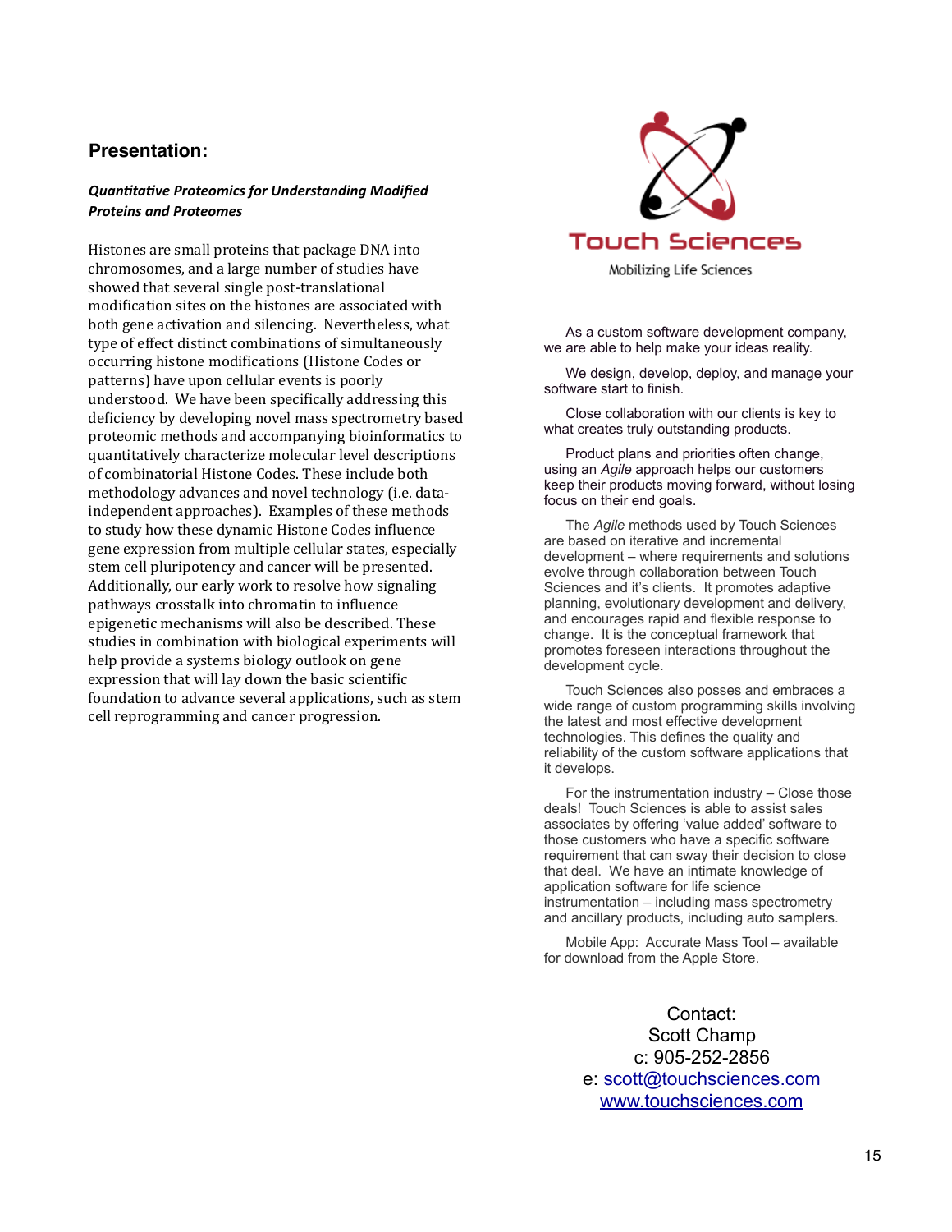## Presentation:

***Quantitative Proteomics for Understanding Modified Proteins and Proteomes***

Histones are small proteins that package DNA into chromosomes, and a large number of studies have showed that several single post-translational modification sites on the histones are associated with both gene activation and silencing. Nevertheless, what type of effect distinct combinations of simultaneously occurring histone modifications (Histone Codes or patterns) have upon cellular events is poorly understood. We have been specifically addressing this deficiency by developing novel mass spectrometry based proteomic methods and accompanying bioinformatics to quantitatively characterize molecular level descriptions of combinatorial Histone Codes. These include both methodology advances and novel technology (i.e. data-independent approaches). Examples of these methods to study how these dynamic Histone Codes influence gene expression from multiple cellular states, especially stem cell pluripotency and cancer will be presented. Additionally, our early work to resolve how signaling pathways crosstalk into chromatin to influence epigenetic mechanisms will also be described. These studies in combination with biological experiments will help provide a systems biology outlook on gene expression that will lay down the basic scientific foundation to advance several applications, such as stem cell reprogramming and cancer progression.

Touch Sciences

Mobilizing Life Sciences

As a custom software development company, we are able to help make your ideas reality.

We design, develop, deploy, and manage your software start to finish.

Close collaboration with our clients is key to what creates truly outstanding products.

Product plans and priorities often change, using an *Agile* approach helps our customers keep their products moving forward, without losing focus on their end goals.

The *Agile* methods used by Touch Sciences are based on iterative and incremental development – where requirements and solutions evolve through collaboration between Touch Sciences and it's clients. It promotes adaptive planning, evolutionary development and delivery, and encourages rapid and flexible response to change. It is the conceptual framework that promotes foreseen interactions throughout the development cycle.

Touch Sciences also posses and embraces a wide range of custom programming skills involving the latest and most effective development technologies. This defines the quality and reliability of the custom software applications that it develops.

For the instrumentation industry – Close those deals! Touch Sciences is able to assist sales associates by offering 'value added' software to those customers who have a specific software requirement that can sway their decision to close that deal. We have an intimate knowledge of application software for life science instrumentation – including mass spectrometry and ancillary products, including auto samplers.

Mobile App: Accurate Mass Tool – available for download from the Apple Store.

Contact:
Scott Champ
c: 905-252-2856
e: scott@touchsciences.com
www.touchsciences.com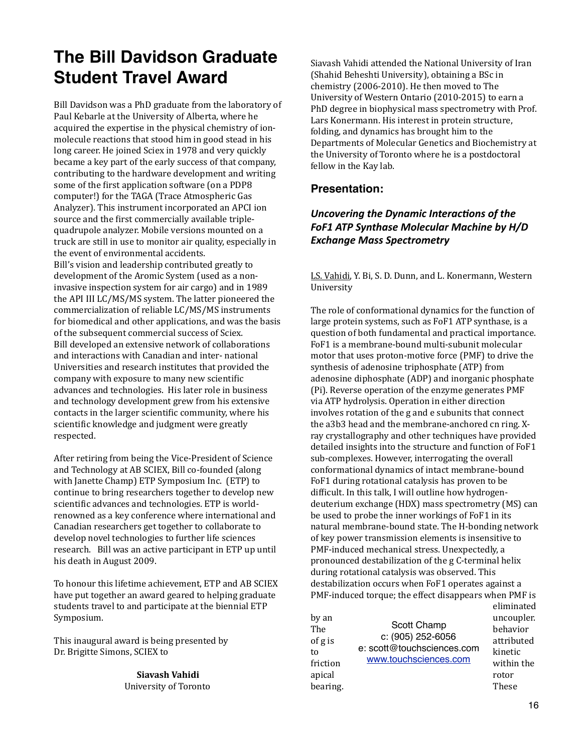# The Bill Davidson Graduate Student Travel Award

Bill Davidson was a PhD graduate from the laboratory of Paul Kebarle at the University of Alberta, where he acquired the expertise in the physical chemistry of ion-molecule reactions that stood him in good stead in his long career. He joined Sciex in 1978 and very quickly became a key part of the early success of that company, contributing to the hardware development and writing some of the first application software (on a PDP8 computer!) for the TAGA (Trace Atmospheric Gas Analyzer). This instrument incorporated an APCI ion source and the first commercially available triple-quadrupole analyzer. Mobile versions mounted on a truck are still in use to monitor air quality, especially in the event of environmental accidents.
Bill's vision and leadership contributed greatly to development of the Aromic System (used as a non-invasive inspection system for air cargo) and in 1989 the API III LC/MS/MS system. The latter pioneered the commercialization of reliable LC/MS/MS instruments for biomedical and other applications, and was the basis of the subsequent commercial success of Sciex.
Bill developed an extensive network of collaborations and interactions with Canadian and inter- national Universities and research institutes that provided the company with exposure to many new scientific advances and technologies. His later role in business and technology development grew from his extensive contacts in the larger scientific community, where his scientific knowledge and judgment were greatly respected.

After retiring from being the Vice-President of Science and Technology at AB SCIEX, Bill co-founded (along with Janette Champ) ETP Symposium Inc. (ETP) to continue to bring researchers together to develop new scientific advances and technologies. ETP is world-renowned as a key conference where international and Canadian researchers get together to collaborate to develop novel technologies to further life sciences research. Bill was an active participant in ETP up until his death in August 2009.

To honour this lifetime achievement, ETP and AB SCIEX have put together an award geared to helping graduate students travel to and participate at the biennial ETP Symposium.

This inaugural award is being presented by Dr. Brigitte Simons, SCIEX to

**Siavash Vahidi**
University of Toronto

Siavash Vahidi attended the National University of Iran (Shahid Beheshti University), obtaining a BSc in chemistry (2006-2010). He then moved to The University of Western Ontario (2010-2015) to earn a PhD degree in biophysical mass spectrometry with Prof. Lars Konermann. His interest in protein structure, folding, and dynamics has brought him to the Departments of Molecular Genetics and Biochemistry at the University of Toronto where he is a postdoctoral fellow in the Kay lab.

## Presentation:

### *Uncovering the Dynamic Interactions of the FoF1 ATP Synthase Molecular Machine by H/D Exchange Mass Spectrometry*

LS. Vahidi, Y. Bi, S. D. Dunn, and L. Konermann, Western University

The role of conformational dynamics for the function of large protein systems, such as FoF1 ATP synthase, is a question of both fundamental and practical importance. FoF1 is a membrane-bound multi-subunit molecular motor that uses proton-motive force (PMF) to drive the synthesis of adenosine triphosphate (ATP) from adenosine diphosphate (ADP) and inorganic phosphate (Pi). Reverse operation of the enzyme generates PMF via ATP hydrolysis. Operation in either direction involves rotation of the g and e subunits that connect the a3b3 head and the membrane-anchored cn ring. X-ray crystallography and other techniques have provided detailed insights into the structure and function of FoF1 sub-complexes. However, interrogating the overall conformational dynamics of intact membrane-bound FoF1 during rotational catalysis has proven to be difficult. In this talk, I will outline how hydrogen-deuterium exchange (HDX) mass spectrometry (MS) can be used to probe the inner workings of FoF1 in its natural membrane-bound state. The H-bonding network of key power transmission elements is insensitive to PMF-induced mechanical stress. Unexpectedly, a pronounced destabilization of the g C-terminal helix during rotational catalysis was observed. This destabilization occurs when FoF1 operates against a PMF-induced torque; the effect disappears when PMF is eliminated by an uncoupler. The behavior of g is attributed to kinetic friction within the rotor apical bearing. These

Scott Champ
c: (905) 252-6056
e: scott@touchsciences.com
www.touchsciences.com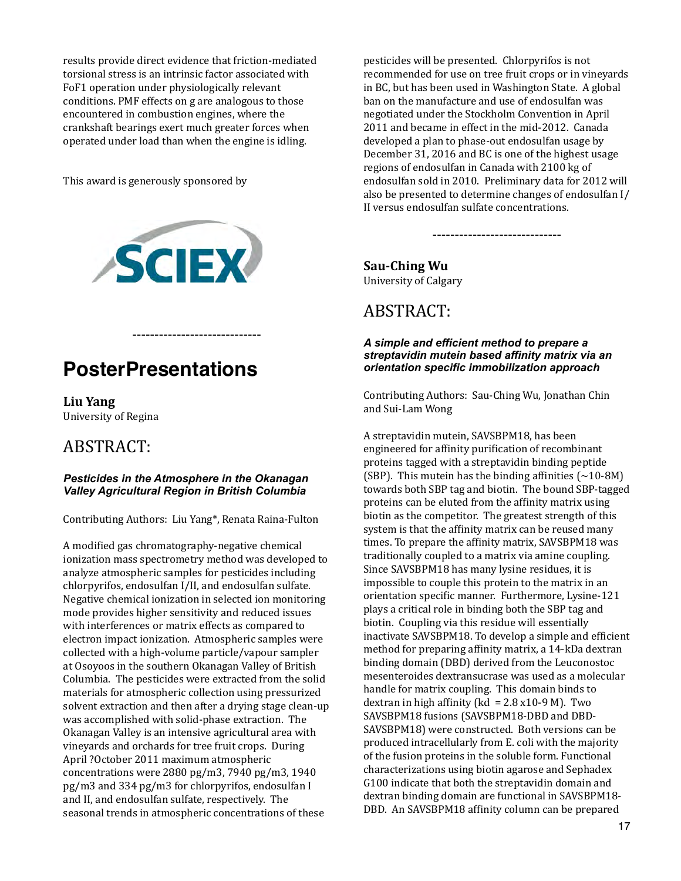results provide direct evidence that friction-mediated torsional stress is an intrinsic factor associated with FoF1 operation under physiologically relevant conditions. PMF effects on g are analogous to those encountered in combustion engines, where the crankshaft bearings exert much greater forces when operated under load than when the engine is idling.

This award is generously sponsored by

SCIEX

-----------------------------

# PosterPresentations

**Liu Yang**
University of Regina

## ABSTRACT:

***Pesticides in the Atmosphere in the Okanagan Valley Agricultural Region in British Columbia***

Contributing Authors: Liu Yang*, Renata Raina-Fulton

A modified gas chromatography-negative chemical ionization mass spectrometry method was developed to analyze atmospheric samples for pesticides including chlorpyrifos, endosulfan I/II, and endosulfan sulfate. Negative chemical ionization in selected ion monitoring mode provides higher sensitivity and reduced issues with interferences or matrix effects as compared to electron impact ionization. Atmospheric samples were collected with a high-volume particle/vapour sampler at Osoyoos in the southern Okanagan Valley of British Columbia. The pesticides were extracted from the solid materials for atmospheric collection using pressurized solvent extraction and then after a drying stage clean-up was accomplished with solid-phase extraction. The Okanagan Valley is an intensive agricultural area with vineyards and orchards for tree fruit crops. During April ?October 2011 maximum atmospheric concentrations were 2880 pg/m3, 7940 pg/m3, 1940 pg/m3 and 334 pg/m3 for chlorpyrifos, endosulfan I and II, and endosulfan sulfate, respectively. The seasonal trends in atmospheric concentrations of these pesticides will be presented. Chlorpyrifos is not recommended for use on tree fruit crops or in vineyards in BC, but has been used in Washington State. A global ban on the manufacture and use of endosulfan was negotiated under the Stockholm Convention in April 2011 and became in effect in the mid-2012. Canada developed a plan to phase-out endosulfan usage by December 31, 2016 and BC is one of the highest usage regions of endosulfan in Canada with 2100 kg of endosulfan sold in 2010. Preliminary data for 2012 will also be presented to determine changes of endosulfan I/II versus endosulfan sulfate concentrations.

-----------------------------

**Sau-Ching Wu**
University of Calgary

## ABSTRACT:

***A simple and efficient method to prepare a streptavidin mutein based affinity matrix via an orientation specific immobilization approach***

Contributing Authors: Sau-Ching Wu, Jonathan Chin and Sui-Lam Wong

A streptavidin mutein, SAVSBPM18, has been engineered for affinity purification of recombinant proteins tagged with a streptavidin binding peptide (SBP). This mutein has the binding affinities (~10-8M) towards both SBP tag and biotin. The bound SBP-tagged proteins can be eluted from the affinity matrix using biotin as the competitor. The greatest strength of this system is that the affinity matrix can be reused many times. To prepare the affinity matrix, SAVSBPM18 was traditionally coupled to a matrix via amine coupling. Since SAVSBPM18 has many lysine residues, it is impossible to couple this protein to the matrix in an orientation specific manner. Furthermore, Lysine-121 plays a critical role in binding both the SBP tag and biotin. Coupling via this residue will essentially inactivate SAVSBPM18. To develop a simple and efficient method for preparing affinity matrix, a 14-kDa dextran binding domain (DBD) derived from the Leuconostoc mesenteroides dextransucrase was used as a molecular handle for matrix coupling. This domain binds to dextran in high affinity (kd = 2.8 x10-9 M). Two SAVSBPM18 fusions (SAVSBPM18-DBD and DBD-SAVSBPM18) were constructed. Both versions can be produced intracellularly from E. coli with the majority of the fusion proteins in the soluble form. Functional characterizations using biotin agarose and Sephadex G100 indicate that both the streptavidin domain and dextran binding domain are functional in SAVSBPM18-DBD. An SAVSBPM18 affinity column can be prepared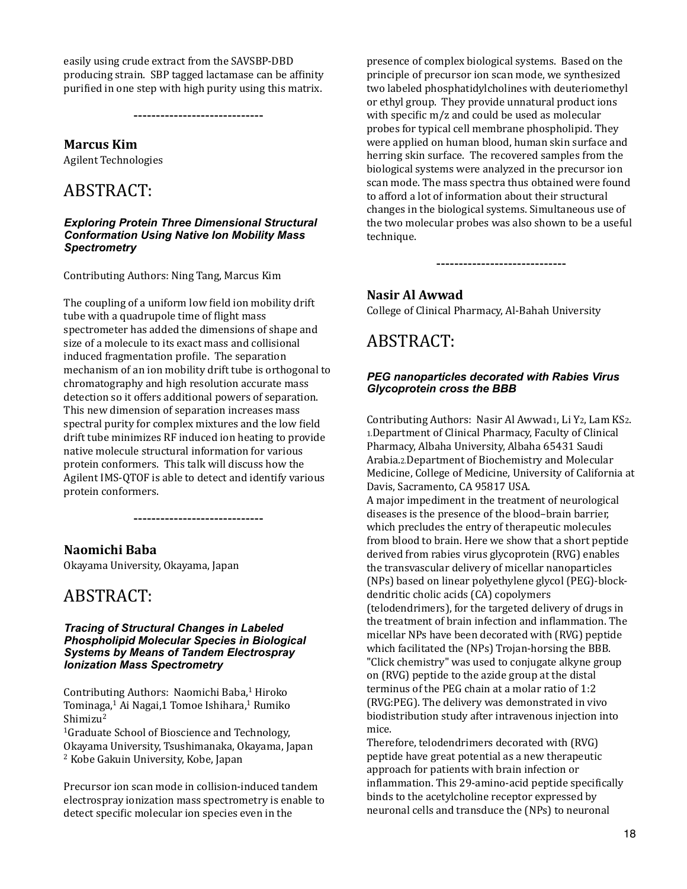easily using crude extract from the SAVSBP-DBD producing strain. SBP tagged lactamase can be affinity purified in one step with high purity using this matrix.

-----------------------------

**Marcus Kim**
Agilent Technologies

# ABSTRACT:

***Exploring Protein Three Dimensional Structural Conformation Using Native Ion Mobility Mass Spectrometry***

Contributing Authors: Ning Tang, Marcus Kim

The coupling of a uniform low field ion mobility drift tube with a quadrupole time of flight mass spectrometer has added the dimensions of shape and size of a molecule to its exact mass and collisional induced fragmentation profile. The separation mechanism of an ion mobility drift tube is orthogonal to chromatography and high resolution accurate mass detection so it offers additional powers of separation. This new dimension of separation increases mass spectral purity for complex mixtures and the low field drift tube minimizes RF induced ion heating to provide native molecule structural information for various protein conformers. This talk will discuss how the Agilent IMS-QTOF is able to detect and identify various protein conformers.

-----------------------------

**Naomichi Baba**
Okayama University, Okayama, Japan

# ABSTRACT:

***Tracing of Structural Changes in Labeled Phospholipid Molecular Species in Biological Systems by Means of Tandem Electrospray Ionization Mass Spectrometry***

Contributing Authors: Naomichi Baba,[1] Hiroko Tominaga,[1] Ai Nagai,1 Tomoe Ishihara,[1] Rumiko Shimizu[2]
[1]Graduate School of Bioscience and Technology, Okayama University, Tsushimanaka, Okayama, Japan
[2] Kobe Gakuin University, Kobe, Japan

Precursor ion scan mode in collision-induced tandem electrospray ionization mass spectrometry is enable to detect specific molecular ion species even in the presence of complex biological systems. Based on the principle of precursor ion scan mode, we synthesized two labeled phosphatidylcholines with deuteriomethyl or ethyl group. They provide unnatural product ions with specific m/z and could be used as molecular probes for typical cell membrane phospholipid. They were applied on human blood, human skin surface and herring skin surface. The recovered samples from the biological systems were analyzed in the precursor ion scan mode. The mass spectra thus obtained were found to afford a lot of information about their structural changes in the biological systems. Simultaneous use of the two molecular probes was also shown to be a useful technique.

-----------------------------

**Nasir Al Awwad**
College of Clinical Pharmacy, Al-Bahah University

# ABSTRACT:

***PEG nanoparticles decorated with Rabies Virus Glycoprotein cross the BBB***

Contributing Authors: Nasir Al Awwad[1], Li Y[2], Lam KS[2].
[1].Department of Clinical Pharmacy, Faculty of Clinical Pharmacy, Albaha University, Albaha 65431 Saudi Arabia.[2].Department of Biochemistry and Molecular Medicine, College of Medicine, University of California at Davis, Sacramento, CA 95817 USA.
A major impediment in the treatment of neurological diseases is the presence of the blood–brain barrier, which precludes the entry of therapeutic molecules from blood to brain. Here we show that a short peptide derived from rabies virus glycoprotein (RVG) enables the transvascular delivery of micellar nanoparticles (NPs) based on linear polyethylene glycol (PEG)-block-dendritic cholic acids (CA) copolymers (telodendrimers), for the targeted delivery of drugs in the treatment of brain infection and inflammation. The micellar NPs have been decorated with (RVG) peptide which facilitated the (NPs) Trojan-horsing the BBB. "Click chemistry" was used to conjugate alkyne group on (RVG) peptide to the azide group at the distal terminus of the PEG chain at a molar ratio of 1:2 (RVG:PEG). The delivery was demonstrated in vivo biodistribution study after intravenous injection into mice.
Therefore, telodendrimers decorated with (RVG) peptide have great potential as a new therapeutic approach for patients with brain infection or inflammation. This 29-amino-acid peptide specifically binds to the acetylcholine receptor expressed by neuronal cells and transduce the (NPs) to neuronal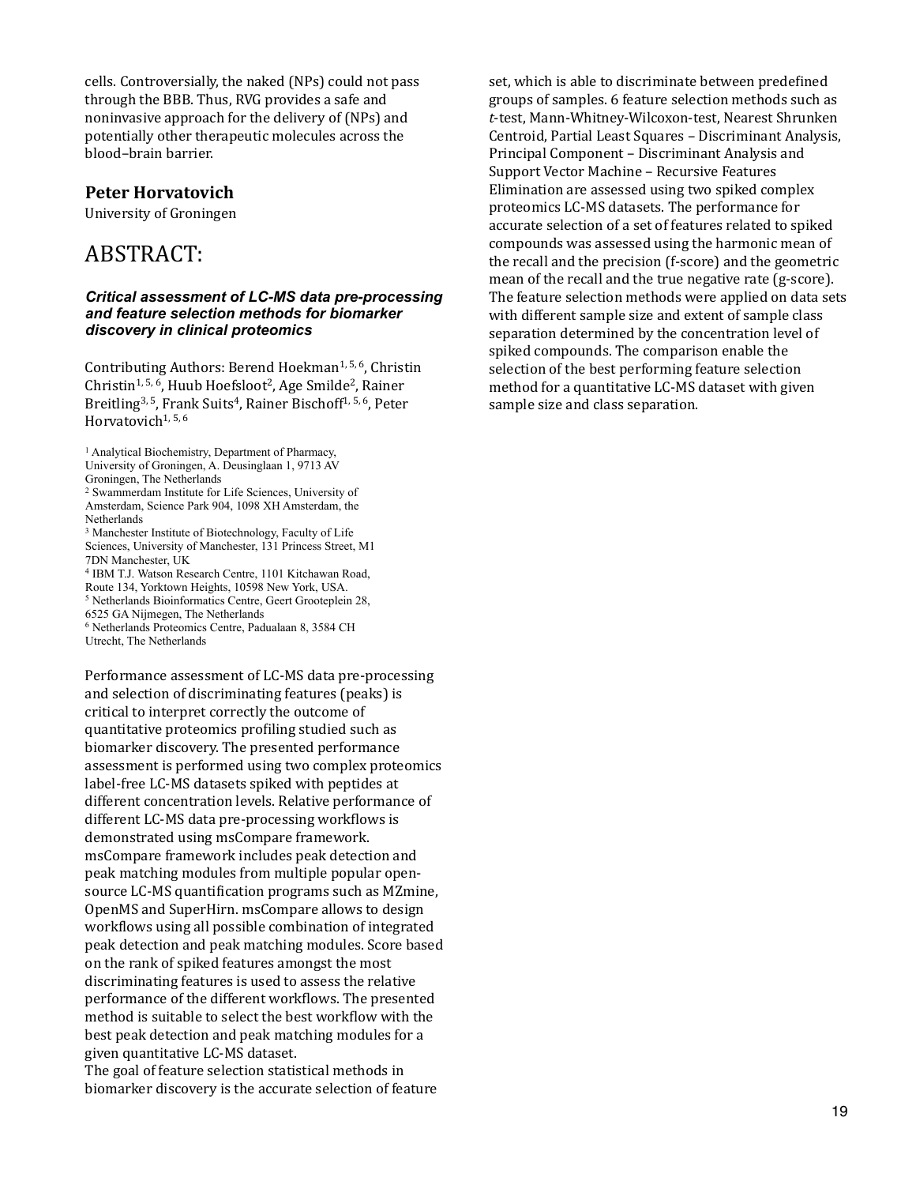cells. Controversially, the naked (NPs) could not pass through the BBB. Thus, RVG provides a safe and noninvasive approach for the delivery of (NPs) and potentially other therapeutic molecules across the blood–brain barrier.

## Peter Horvatovich

University of Groningen

# ABSTRACT:

### *Critical assessment of LC-MS data pre-processing and feature selection methods for biomarker discovery in clinical proteomics*

Contributing Authors: Berend Hoekman[1, 5, 6], Christin Christin[1, 5, 6], Huub Hoefsloot[2], Age Smilde[2], Rainer Breitling[3, 5], Frank Suits[4], Rainer Bischoff[1, 5, 6], Peter Horvatovich[1, 5, 6]

[1] Analytical Biochemistry, Department of Pharmacy, University of Groningen, A. Deusinglaan 1, 9713 AV Groningen, The Netherlands
[2] Swammerdam Institute for Life Sciences, University of Amsterdam, Science Park 904, 1098 XH Amsterdam, the Netherlands
[3] Manchester Institute of Biotechnology, Faculty of Life Sciences, University of Manchester, 131 Princess Street, M1 7DN Manchester, UK
[4] IBM T.J. Watson Research Centre, 1101 Kitchawan Road, Route 134, Yorktown Heights, 10598 New York, USA.
[5] Netherlands Bioinformatics Centre, Geert Grooteplein 28, 6525 GA Nijmegen, The Netherlands
[6] Netherlands Proteomics Centre, Padualaan 8, 3584 CH Utrecht, The Netherlands

Performance assessment of LC-MS data pre-processing and selection of discriminating features (peaks) is critical to interpret correctly the outcome of quantitative proteomics profiling studied such as biomarker discovery. The presented performance assessment is performed using two complex proteomics label-free LC-MS datasets spiked with peptides at different concentration levels. Relative performance of different LC-MS data pre-processing workflows is demonstrated using msCompare framework. msCompare framework includes peak detection and peak matching modules from multiple popular open-source LC-MS quantification programs such as MZmine, OpenMS and SuperHirn. msCompare allows to design workflows using all possible combination of integrated peak detection and peak matching modules. Score based on the rank of spiked features amongst the most discriminating features is used to assess the relative performance of the different workflows. The presented method is suitable to select the best workflow with the best peak detection and peak matching modules for a given quantitative LC-MS dataset.
The goal of feature selection statistical methods in biomarker discovery is the accurate selection of feature set, which is able to discriminate between predefined groups of samples. 6 feature selection methods such as *t*-test, Mann-Whitney-Wilcoxon-test, Nearest Shrunken Centroid, Partial Least Squares – Discriminant Analysis, Principal Component – Discriminant Analysis and Support Vector Machine – Recursive Features Elimination are assessed using two spiked complex proteomics LC-MS datasets. The performance for accurate selection of a set of features related to spiked compounds was assessed using the harmonic mean of the recall and the precision (f-score) and the geometric mean of the recall and the true negative rate (g-score). The feature selection methods were applied on data sets with different sample size and extent of sample class separation determined by the concentration level of spiked compounds. The comparison enable the selection of the best performing feature selection method for a quantitative LC-MS dataset with given sample size and class separation.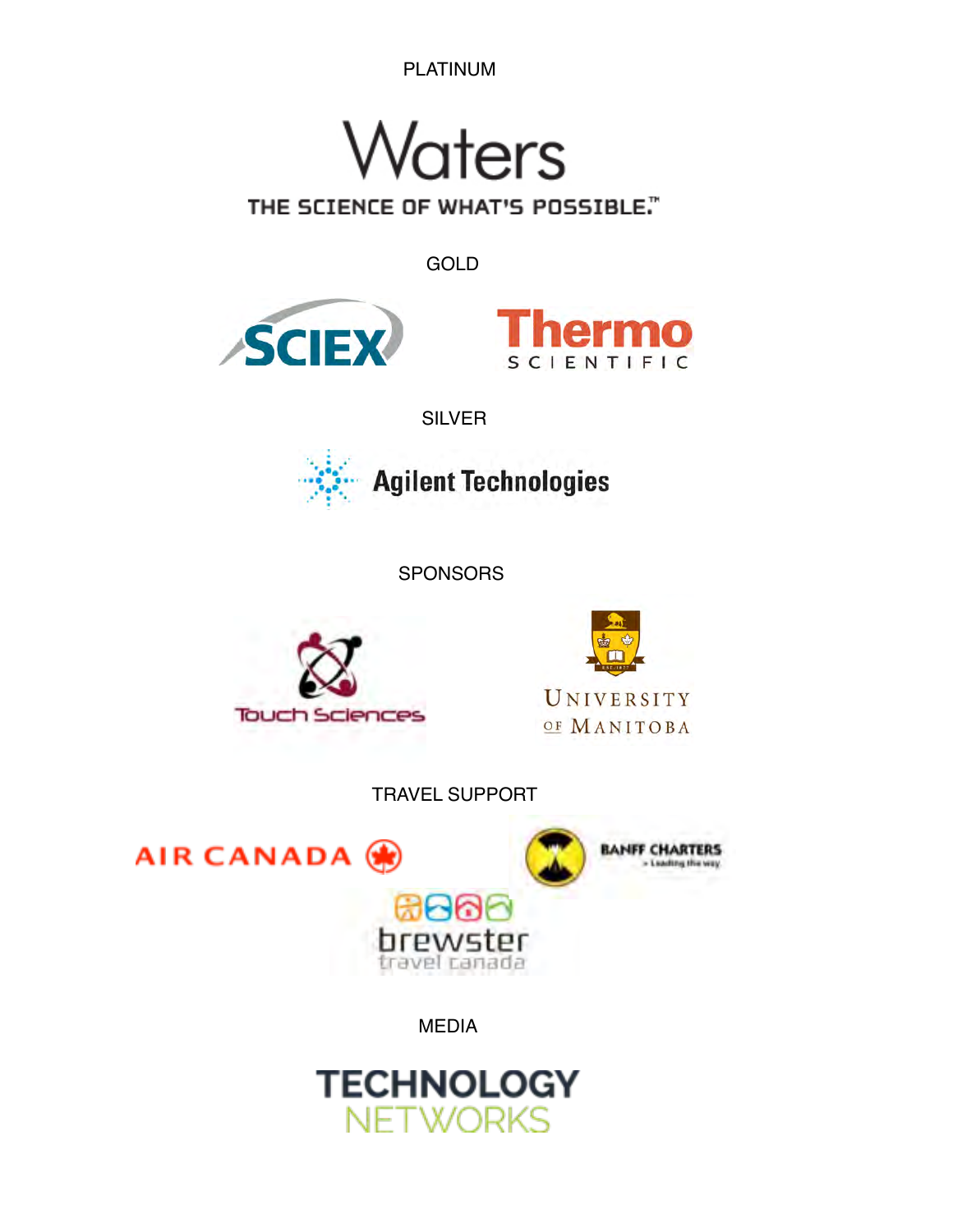PLATINUM

Waters

THE SCIENCE OF WHAT'S POSSIBLE.™

GOLD

SCIEX

Thermo SCIENTIFIC

SILVER

Agilent Technologies

SPONSORS

Touch Sciences

UNIVERSITY OF MANITOBA

TRAVEL SUPPORT

AIR CANADA

BANFF CHARTERS
» Leading the way

brewster travel canada

MEDIA

TECHNOLOGY NETWORKS